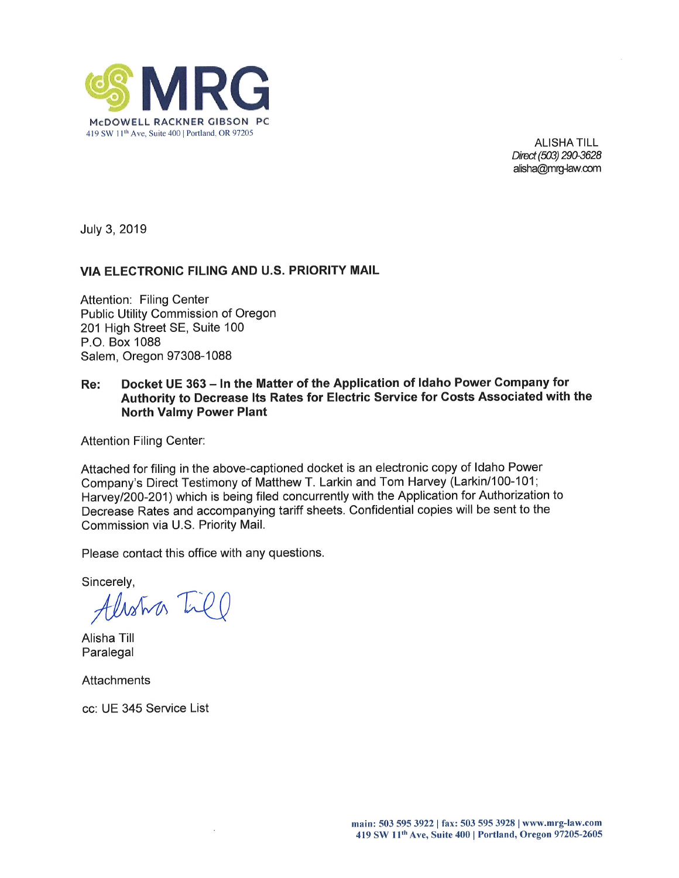**MRG**

McDOWELL RACKNER GIBSON PC
419 SW 11th Ave, Suite 400 | Portland, OR 97205

ALISHA TILL
*Direct (503) 290-3628*
alisha@mrg-law.com

July 3, 2019

**VIA ELECTRONIC FILING AND U.S. PRIORITY MAIL**

Attention: Filing Center
Public Utility Commission of Oregon
201 High Street SE, Suite 100
P.O. Box 1088
Salem, Oregon 97308-1088

**Re: Docket UE 363 – In the Matter of the Application of Idaho Power Company for Authority to Decrease Its Rates for Electric Service for Costs Associated with the North Valmy Power Plant**

Attention Filing Center:

Attached for filing in the above-captioned docket is an electronic copy of Idaho Power Company's Direct Testimony of Matthew T. Larkin and Tom Harvey (Larkin/100-101; Harvey/200-201) which is being filed concurrently with the Application for Authorization to Decrease Rates and accompanying tariff sheets. Confidential copies will be sent to the Commission via U.S. Priority Mail.

Please contact this office with any questions.

Sincerely,

Alisha Till

Alisha Till
Paralegal

Attachments

cc: UE 345 Service List

main: 503 595 3922 | fax: 503 595 3928 | www.mrg-law.com
419 SW 11th Ave, Suite 400 | Portland, Oregon 97205-2605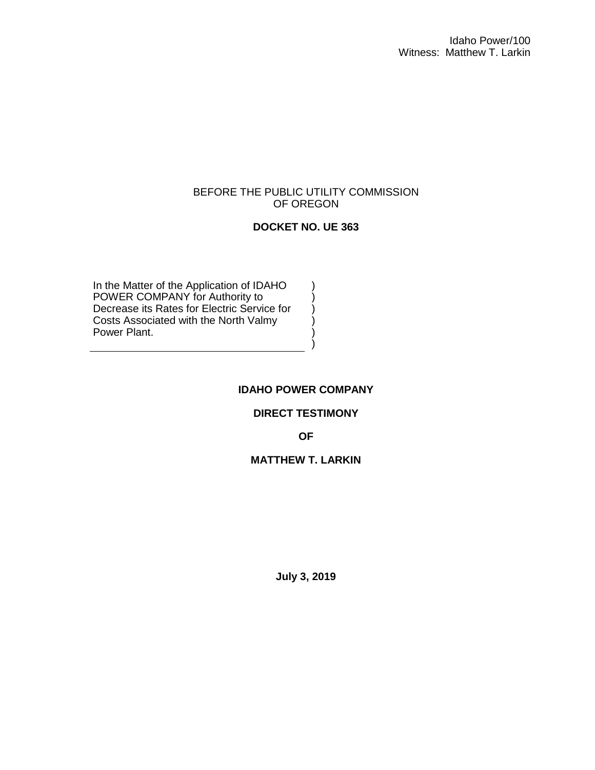Idaho Power/100
Witness: Matthew T. Larkin

BEFORE THE PUBLIC UTILITY COMMISSION
OF OREGON

**DOCKET NO. UE 363**

In the Matter of the Application of IDAHO POWER COMPANY for Authority to Decrease its Rates for Electric Service for Costs Associated with the North Valmy Power Plant.

**IDAHO POWER COMPANY**

**DIRECT TESTIMONY**

**OF**

**MATTHEW T. LARKIN**

**July 3, 2019**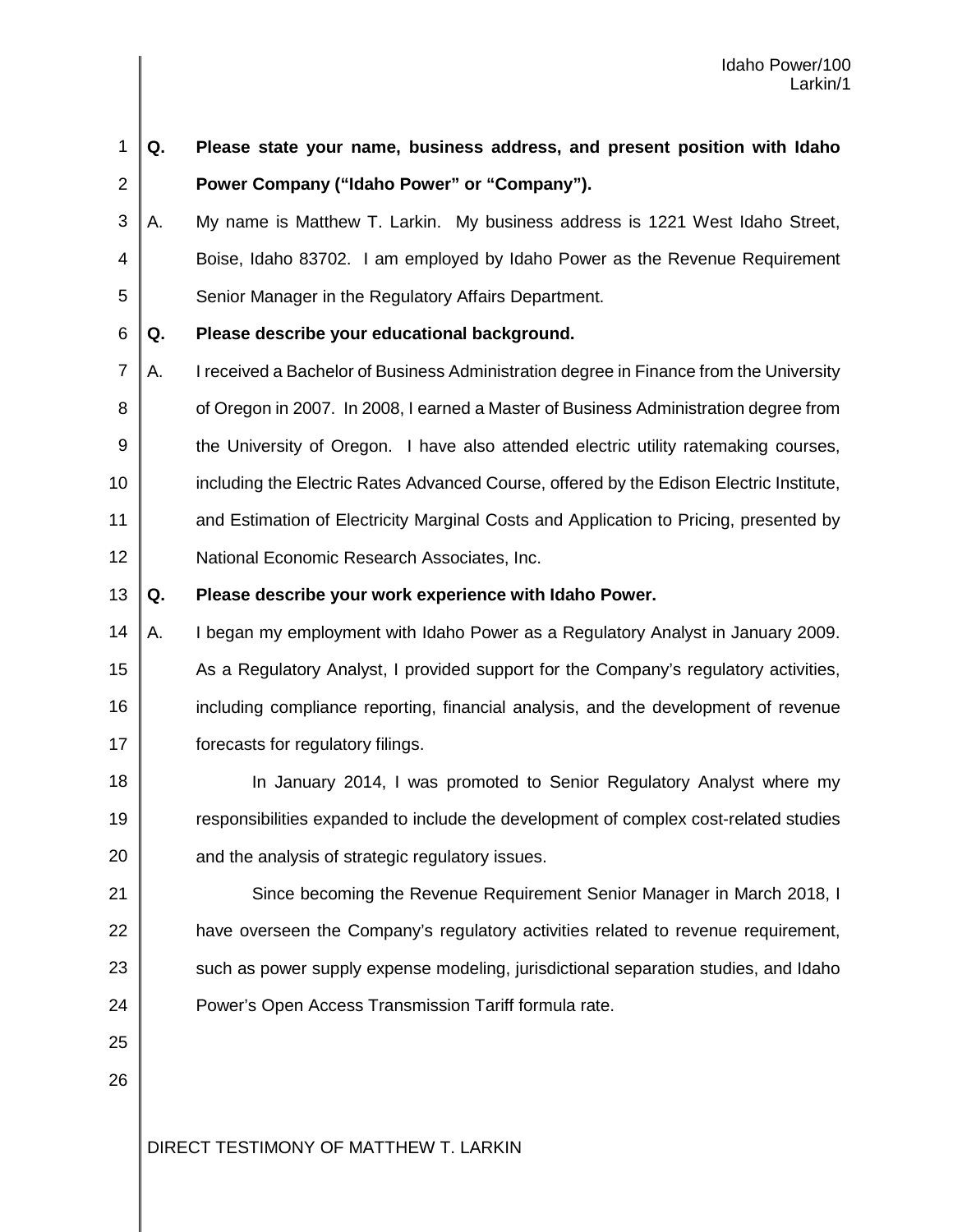**Q. Please state your name, business address, and present position with Idaho Power Company ("Idaho Power" or "Company").**

A. My name is Matthew T. Larkin. My business address is 1221 West Idaho Street, Boise, Idaho 83702. I am employed by Idaho Power as the Revenue Requirement Senior Manager in the Regulatory Affairs Department.

**Q. Please describe your educational background.**

A. I received a Bachelor of Business Administration degree in Finance from the University of Oregon in 2007. In 2008, I earned a Master of Business Administration degree from the University of Oregon. I have also attended electric utility ratemaking courses, including the Electric Rates Advanced Course, offered by the Edison Electric Institute, and Estimation of Electricity Marginal Costs and Application to Pricing, presented by National Economic Research Associates, Inc.

**Q. Please describe your work experience with Idaho Power.**

A. I began my employment with Idaho Power as a Regulatory Analyst in January 2009. As a Regulatory Analyst, I provided support for the Company's regulatory activities, including compliance reporting, financial analysis, and the development of revenue forecasts for regulatory filings.

In January 2014, I was promoted to Senior Regulatory Analyst where my responsibilities expanded to include the development of complex cost-related studies and the analysis of strategic regulatory issues.

Since becoming the Revenue Requirement Senior Manager in March 2018, I have overseen the Company's regulatory activities related to revenue requirement, such as power supply expense modeling, jurisdictional separation studies, and Idaho Power's Open Access Transmission Tariff formula rate.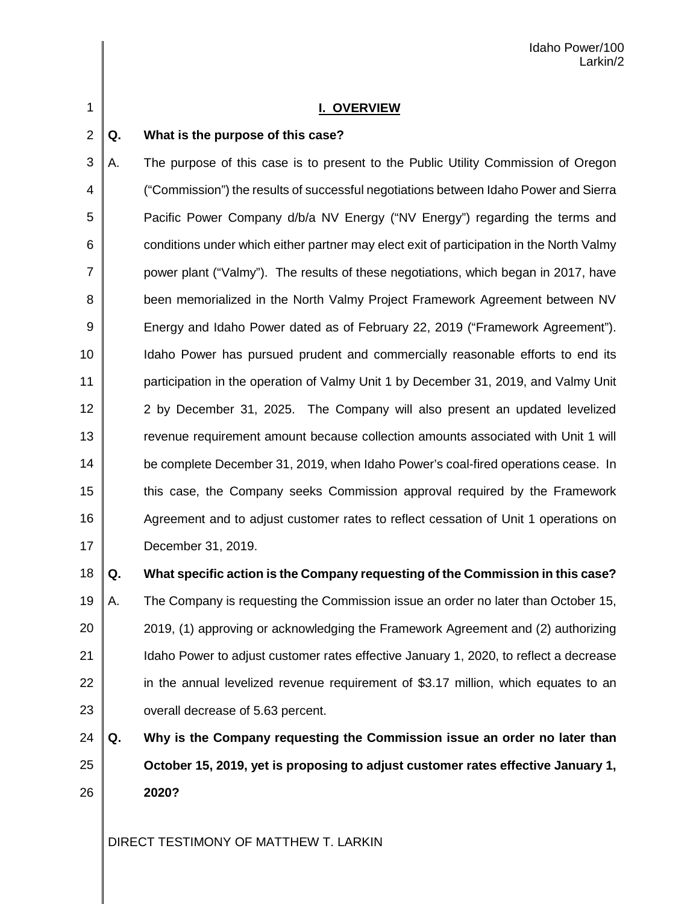## I. OVERVIEW

**Q. What is the purpose of this case?**

A. The purpose of this case is to present to the Public Utility Commission of Oregon ("Commission") the results of successful negotiations between Idaho Power and Sierra Pacific Power Company d/b/a NV Energy ("NV Energy") regarding the terms and conditions under which either partner may elect exit of participation in the North Valmy power plant ("Valmy"). The results of these negotiations, which began in 2017, have been memorialized in the North Valmy Project Framework Agreement between NV Energy and Idaho Power dated as of February 22, 2019 ("Framework Agreement"). Idaho Power has pursued prudent and commercially reasonable efforts to end its participation in the operation of Valmy Unit 1 by December 31, 2019, and Valmy Unit 2 by December 31, 2025. The Company will also present an updated levelized revenue requirement amount because collection amounts associated with Unit 1 will be complete December 31, 2019, when Idaho Power's coal-fired operations cease. In this case, the Company seeks Commission approval required by the Framework Agreement and to adjust customer rates to reflect cessation of Unit 1 operations on December 31, 2019.

**Q. What specific action is the Company requesting of the Commission in this case?**

A. The Company is requesting the Commission issue an order no later than October 15, 2019, (1) approving or acknowledging the Framework Agreement and (2) authorizing Idaho Power to adjust customer rates effective January 1, 2020, to reflect a decrease in the annual levelized revenue requirement of $3.17 million, which equates to an overall decrease of 5.63 percent.

**Q. Why is the Company requesting the Commission issue an order no later than October 15, 2019, yet is proposing to adjust customer rates effective January 1, 2020?**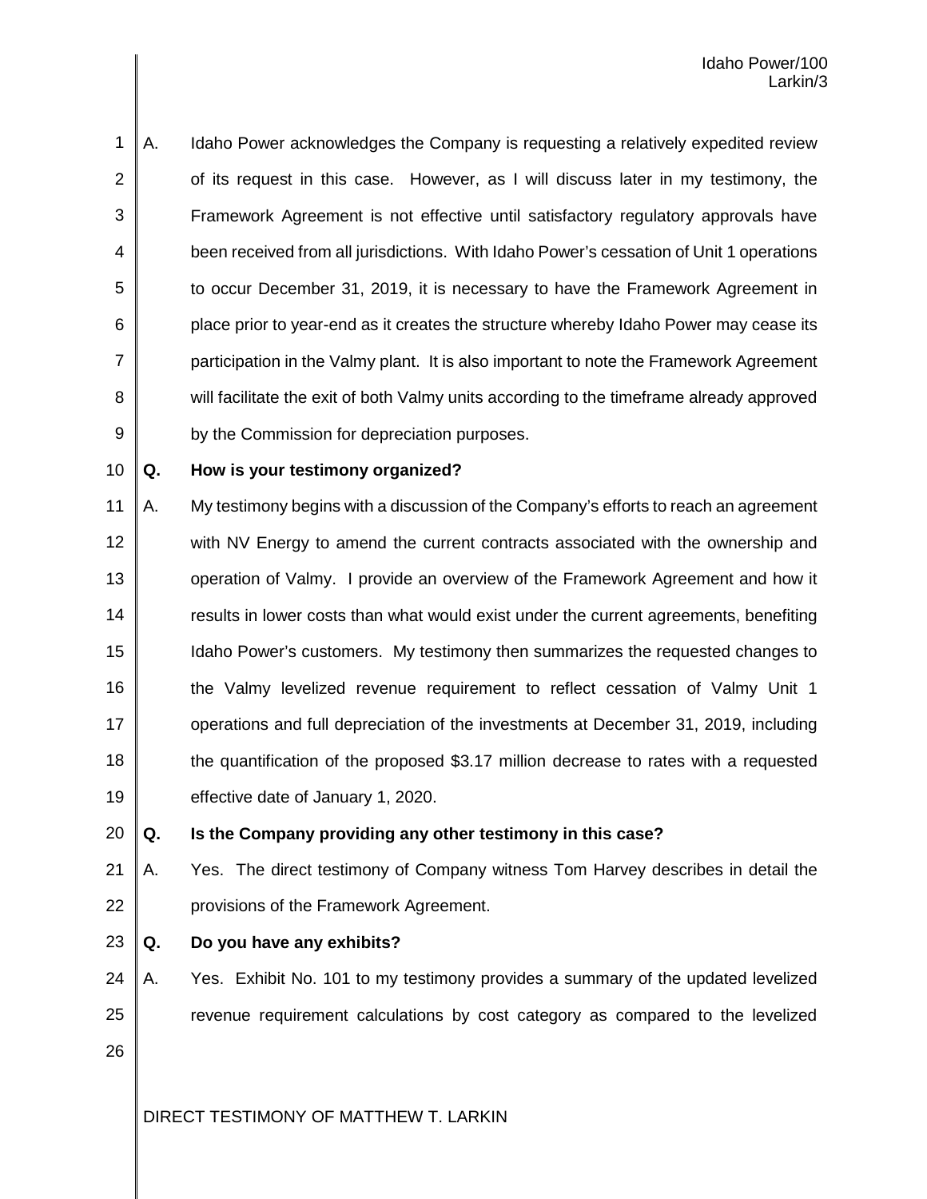A. Idaho Power acknowledges the Company is requesting a relatively expedited review of its request in this case. However, as I will discuss later in my testimony, the Framework Agreement is not effective until satisfactory regulatory approvals have been received from all jurisdictions. With Idaho Power's cessation of Unit 1 operations to occur December 31, 2019, it is necessary to have the Framework Agreement in place prior to year-end as it creates the structure whereby Idaho Power may cease its participation in the Valmy plant. It is also important to note the Framework Agreement will facilitate the exit of both Valmy units according to the timeframe already approved by the Commission for depreciation purposes.

**Q. How is your testimony organized?**

A. My testimony begins with a discussion of the Company's efforts to reach an agreement with NV Energy to amend the current contracts associated with the ownership and operation of Valmy. I provide an overview of the Framework Agreement and how it results in lower costs than what would exist under the current agreements, benefiting Idaho Power's customers. My testimony then summarizes the requested changes to the Valmy levelized revenue requirement to reflect cessation of Valmy Unit 1 operations and full depreciation of the investments at December 31, 2019, including the quantification of the proposed $3.17 million decrease to rates with a requested effective date of January 1, 2020.

**Q. Is the Company providing any other testimony in this case?**

A. Yes. The direct testimony of Company witness Tom Harvey describes in detail the provisions of the Framework Agreement.

**Q. Do you have any exhibits?**

A. Yes. Exhibit No. 101 to my testimony provides a summary of the updated levelized revenue requirement calculations by cost category as compared to the levelized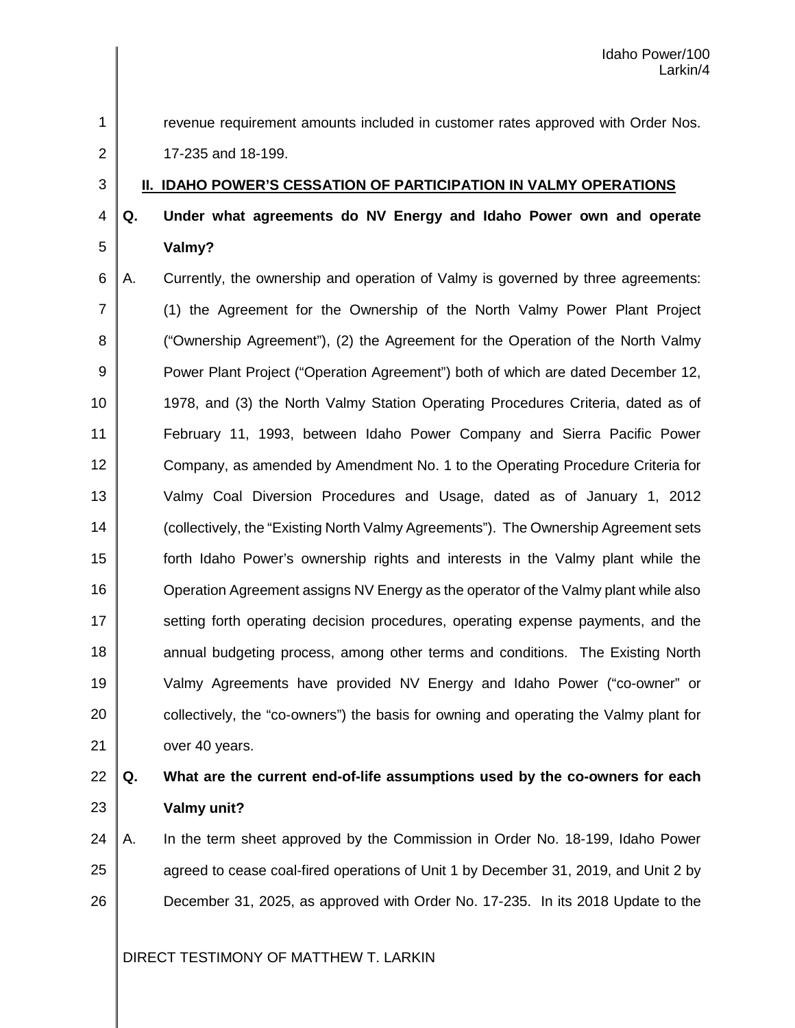revenue requirement amounts included in customer rates approved with Order Nos. 17-235 and 18-199.

## II. IDAHO POWER'S CESSATION OF PARTICIPATION IN VALMY OPERATIONS

**Q. Under what agreements do NV Energy and Idaho Power own and operate Valmy?**

A. Currently, the ownership and operation of Valmy is governed by three agreements: (1) the Agreement for the Ownership of the North Valmy Power Plant Project ("Ownership Agreement"), (2) the Agreement for the Operation of the North Valmy Power Plant Project ("Operation Agreement") both of which are dated December 12, 1978, and (3) the North Valmy Station Operating Procedures Criteria, dated as of February 11, 1993, between Idaho Power Company and Sierra Pacific Power Company, as amended by Amendment No. 1 to the Operating Procedure Criteria for Valmy Coal Diversion Procedures and Usage, dated as of January 1, 2012 (collectively, the "Existing North Valmy Agreements"). The Ownership Agreement sets forth Idaho Power's ownership rights and interests in the Valmy plant while the Operation Agreement assigns NV Energy as the operator of the Valmy plant while also setting forth operating decision procedures, operating expense payments, and the annual budgeting process, among other terms and conditions. The Existing North Valmy Agreements have provided NV Energy and Idaho Power ("co-owner" or collectively, the "co-owners") the basis for owning and operating the Valmy plant for over 40 years.

**Q. What are the current end-of-life assumptions used by the co-owners for each Valmy unit?**

A. In the term sheet approved by the Commission in Order No. 18-199, Idaho Power agreed to cease coal-fired operations of Unit 1 by December 31, 2019, and Unit 2 by December 31, 2025, as approved with Order No. 17-235. In its 2018 Update to the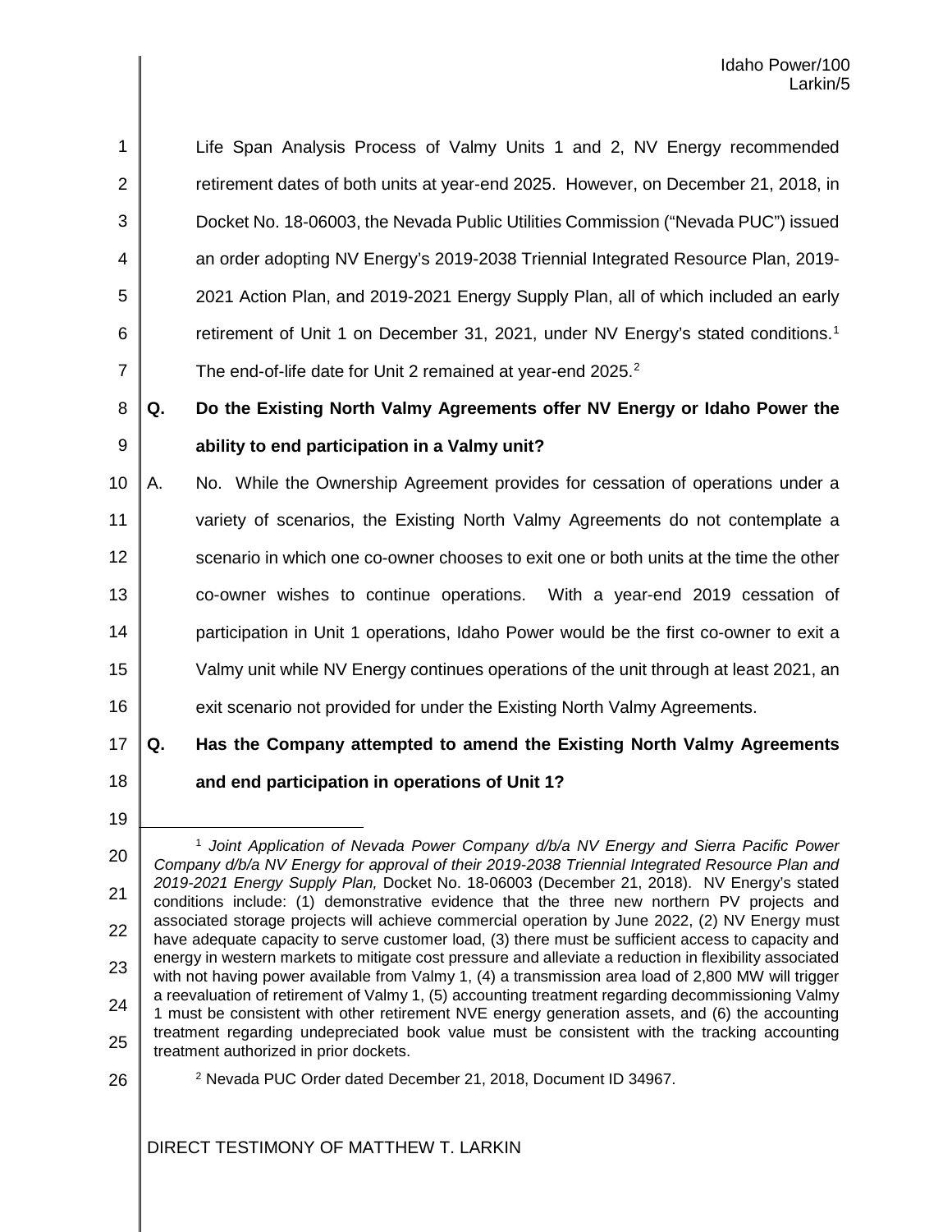Life Span Analysis Process of Valmy Units 1 and 2, NV Energy recommended retirement dates of both units at year-end 2025. However, on December 21, 2018, in Docket No. 18-06003, the Nevada Public Utilities Commission ("Nevada PUC") issued an order adopting NV Energy's 2019-2038 Triennial Integrated Resource Plan, 2019-2021 Action Plan, and 2019-2021 Energy Supply Plan, all of which included an early retirement of Unit 1 on December 31, 2021, under NV Energy's stated conditions.[1] The end-of-life date for Unit 2 remained at year-end 2025.[2]

**Q. Do the Existing North Valmy Agreements offer NV Energy or Idaho Power the ability to end participation in a Valmy unit?**

A. No. While the Ownership Agreement provides for cessation of operations under a variety of scenarios, the Existing North Valmy Agreements do not contemplate a scenario in which one co-owner chooses to exit one or both units at the time the other co-owner wishes to continue operations. With a year-end 2019 cessation of participation in Unit 1 operations, Idaho Power would be the first co-owner to exit a Valmy unit while NV Energy continues operations of the unit through at least 2021, an exit scenario not provided for under the Existing North Valmy Agreements.

**Q. Has the Company attempted to amend the Existing North Valmy Agreements and end participation in operations of Unit 1?**

---

[1] *Joint Application of Nevada Power Company d/b/a NV Energy and Sierra Pacific Power Company d/b/a NV Energy for approval of their 2019-2038 Triennial Integrated Resource Plan and 2019-2021 Energy Supply Plan,* Docket No. 18-06003 (December 21, 2018). NV Energy's stated conditions include: (1) demonstrative evidence that the three new northern PV projects and associated storage projects will achieve commercial operation by June 2022, (2) NV Energy must have adequate capacity to serve customer load, (3) there must be sufficient access to capacity and energy in western markets to mitigate cost pressure and alleviate a reduction in flexibility associated with not having power available from Valmy 1, (4) a transmission area load of 2,800 MW will trigger a reevaluation of retirement of Valmy 1, (5) accounting treatment regarding decommissioning Valmy 1 must be consistent with other retirement NVE energy generation assets, and (6) the accounting treatment regarding undepreciated book value must be consistent with the tracking accounting treatment authorized in prior dockets.

[2] Nevada PUC Order dated December 21, 2018, Document ID 34967.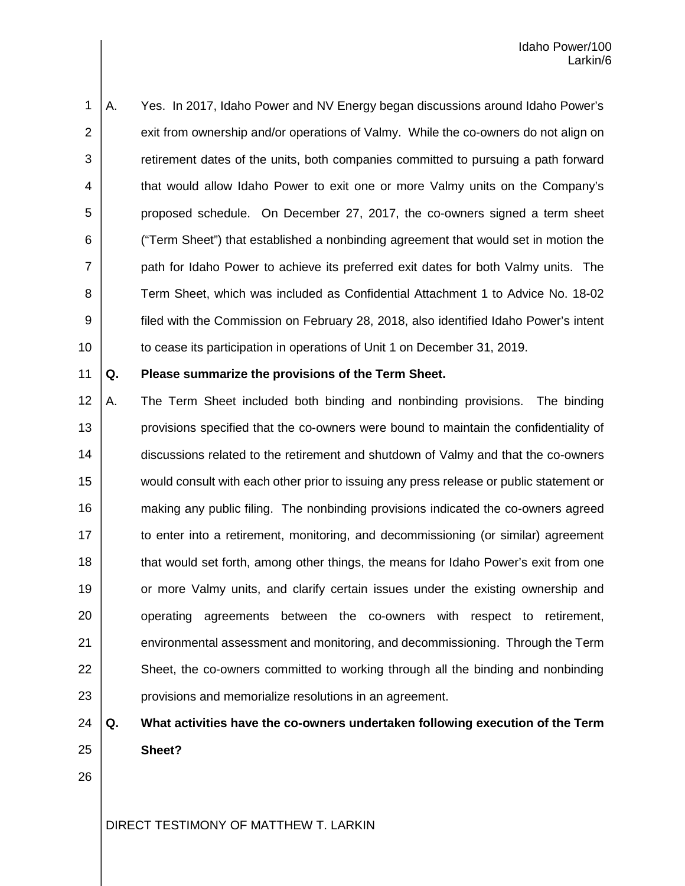A. Yes. In 2017, Idaho Power and NV Energy began discussions around Idaho Power's exit from ownership and/or operations of Valmy. While the co-owners do not align on retirement dates of the units, both companies committed to pursuing a path forward that would allow Idaho Power to exit one or more Valmy units on the Company's proposed schedule. On December 27, 2017, the co-owners signed a term sheet ("Term Sheet") that established a nonbinding agreement that would set in motion the path for Idaho Power to achieve its preferred exit dates for both Valmy units. The Term Sheet, which was included as Confidential Attachment 1 to Advice No. 18-02 filed with the Commission on February 28, 2018, also identified Idaho Power's intent to cease its participation in operations of Unit 1 on December 31, 2019.

**Q. Please summarize the provisions of the Term Sheet.**

A. The Term Sheet included both binding and nonbinding provisions. The binding provisions specified that the co-owners were bound to maintain the confidentiality of discussions related to the retirement and shutdown of Valmy and that the co-owners would consult with each other prior to issuing any press release or public statement or making any public filing. The nonbinding provisions indicated the co-owners agreed to enter into a retirement, monitoring, and decommissioning (or similar) agreement that would set forth, among other things, the means for Idaho Power's exit from one or more Valmy units, and clarify certain issues under the existing ownership and operating agreements between the co-owners with respect to retirement, environmental assessment and monitoring, and decommissioning. Through the Term Sheet, the co-owners committed to working through all the binding and nonbinding provisions and memorialize resolutions in an agreement.

**Q. What activities have the co-owners undertaken following execution of the Term Sheet?**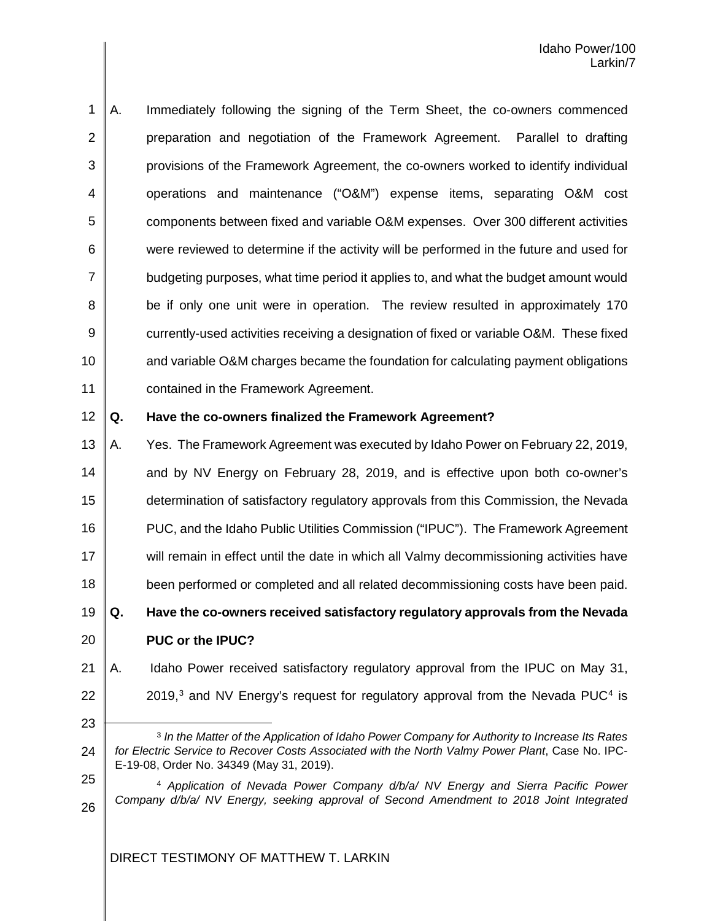A. Immediately following the signing of the Term Sheet, the co-owners commenced preparation and negotiation of the Framework Agreement. Parallel to drafting provisions of the Framework Agreement, the co-owners worked to identify individual operations and maintenance ("O&M") expense items, separating O&M cost components between fixed and variable O&M expenses. Over 300 different activities were reviewed to determine if the activity will be performed in the future and used for budgeting purposes, what time period it applies to, and what the budget amount would be if only one unit were in operation. The review resulted in approximately 170 currently-used activities receiving a designation of fixed or variable O&M. These fixed and variable O&M charges became the foundation for calculating payment obligations contained in the Framework Agreement.

**Q. Have the co-owners finalized the Framework Agreement?**

A. Yes. The Framework Agreement was executed by Idaho Power on February 22, 2019, and by NV Energy on February 28, 2019, and is effective upon both co-owner's determination of satisfactory regulatory approvals from this Commission, the Nevada PUC, and the Idaho Public Utilities Commission ("IPUC"). The Framework Agreement will remain in effect until the date in which all Valmy decommissioning activities have been performed or completed and all related decommissioning costs have been paid.

**Q. Have the co-owners received satisfactory regulatory approvals from the Nevada PUC or the IPUC?**

A. Idaho Power received satisfactory regulatory approval from the IPUC on May 31, 2019,[3] and NV Energy's request for regulatory approval from the Nevada PUC[4] is

---

[3] *In the Matter of the Application of Idaho Power Company for Authority to Increase Its Rates for Electric Service to Recover Costs Associated with the North Valmy Power Plant*, Case No. IPC-E-19-08, Order No. 34349 (May 31, 2019).

[4] *Application of Nevada Power Company d/b/a/ NV Energy and Sierra Pacific Power Company d/b/a/ NV Energy, seeking approval of Second Amendment to 2018 Joint Integrated*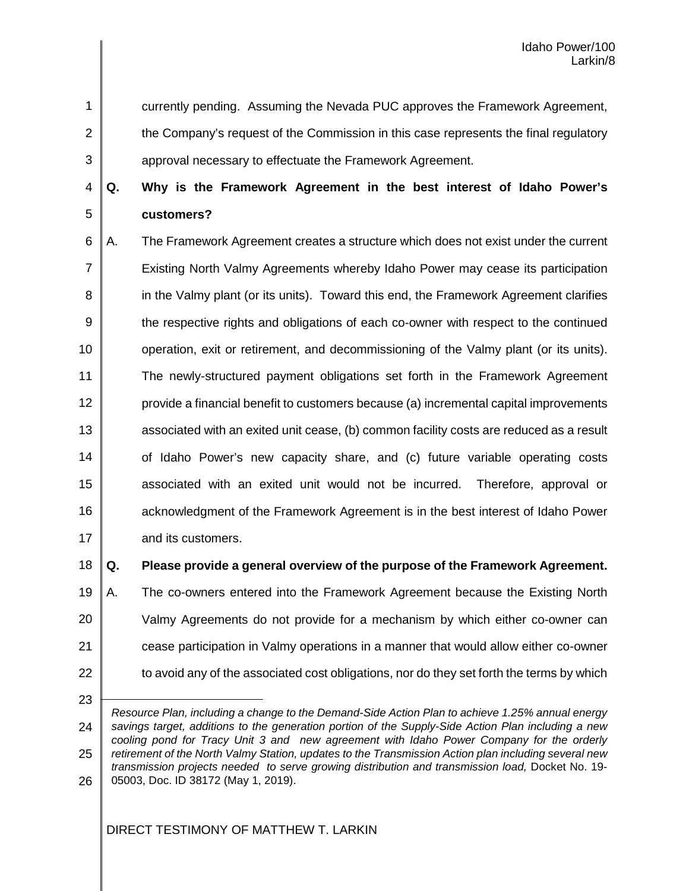currently pending. Assuming the Nevada PUC approves the Framework Agreement, the Company's request of the Commission in this case represents the final regulatory approval necessary to effectuate the Framework Agreement.

**Q. Why is the Framework Agreement in the best interest of Idaho Power's customers?**

A. The Framework Agreement creates a structure which does not exist under the current Existing North Valmy Agreements whereby Idaho Power may cease its participation in the Valmy plant (or its units). Toward this end, the Framework Agreement clarifies the respective rights and obligations of each co-owner with respect to the continued operation, exit or retirement, and decommissioning of the Valmy plant (or its units). The newly-structured payment obligations set forth in the Framework Agreement provide a financial benefit to customers because (a) incremental capital improvements associated with an exited unit cease, (b) common facility costs are reduced as a result of Idaho Power's new capacity share, and (c) future variable operating costs associated with an exited unit would not be incurred. Therefore, approval or acknowledgment of the Framework Agreement is in the best interest of Idaho Power and its customers.

**Q. Please provide a general overview of the purpose of the Framework Agreement.**

A. The co-owners entered into the Framework Agreement because the Existing North Valmy Agreements do not provide for a mechanism by which either co-owner can cease participation in Valmy operations in a manner that would allow either co-owner to avoid any of the associated cost obligations, nor do they set forth the terms by which

---

*Resource Plan, including a change to the Demand-Side Action Plan to achieve 1.25% annual energy savings target, additions to the generation portion of the Supply-Side Action Plan including a new cooling pond for Tracy Unit 3 and new agreement with Idaho Power Company for the orderly retirement of the North Valmy Station, updates to the Transmission Action plan including several new transmission projects needed to serve growing distribution and transmission load,* Docket No. 19-05003, Doc. ID 38172 (May 1, 2019).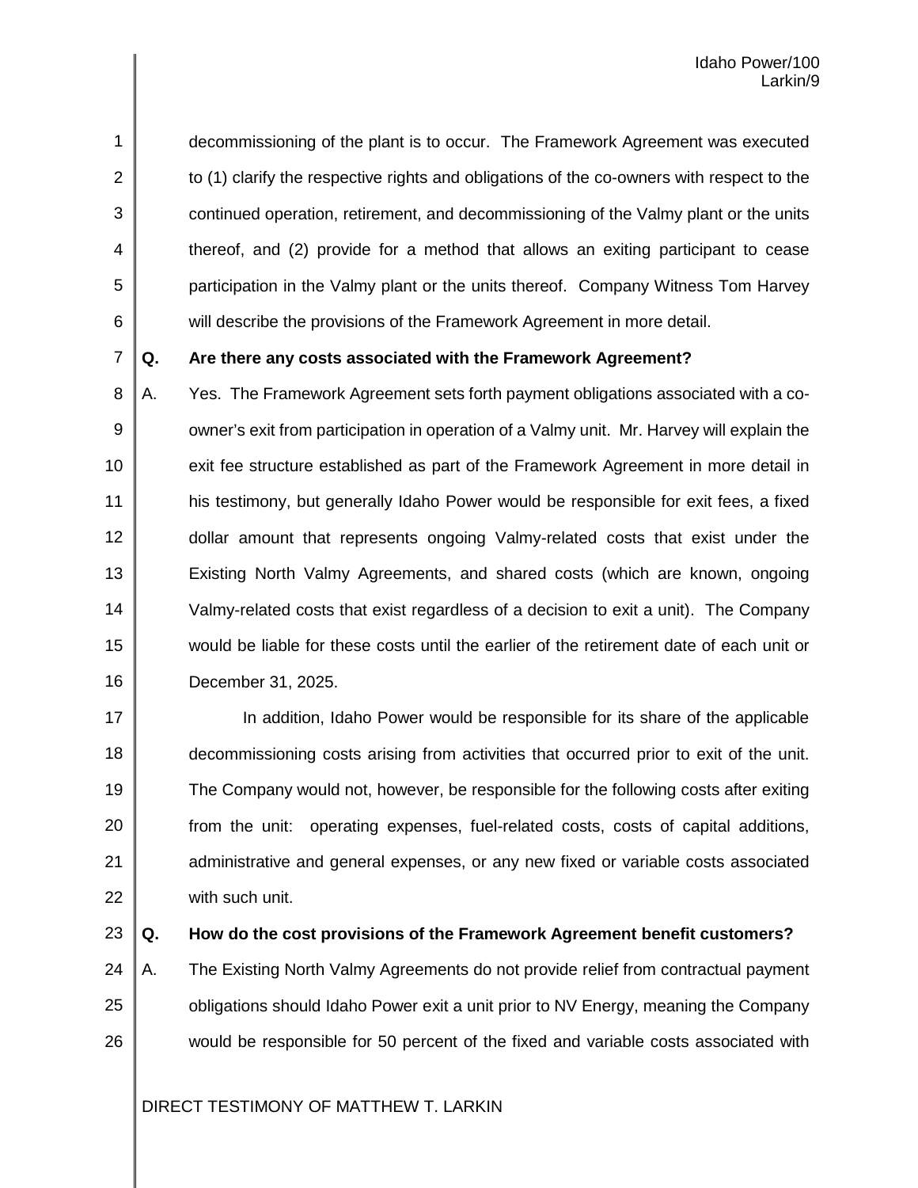decommissioning of the plant is to occur. The Framework Agreement was executed to (1) clarify the respective rights and obligations of the co-owners with respect to the continued operation, retirement, and decommissioning of the Valmy plant or the units thereof, and (2) provide for a method that allows an exiting participant to cease participation in the Valmy plant or the units thereof. Company Witness Tom Harvey will describe the provisions of the Framework Agreement in more detail.

**Q. Are there any costs associated with the Framework Agreement?**

A. Yes. The Framework Agreement sets forth payment obligations associated with a co-owner's exit from participation in operation of a Valmy unit. Mr. Harvey will explain the exit fee structure established as part of the Framework Agreement in more detail in his testimony, but generally Idaho Power would be responsible for exit fees, a fixed dollar amount that represents ongoing Valmy-related costs that exist under the Existing North Valmy Agreements, and shared costs (which are known, ongoing Valmy-related costs that exist regardless of a decision to exit a unit). The Company would be liable for these costs until the earlier of the retirement date of each unit or December 31, 2025.

In addition, Idaho Power would be responsible for its share of the applicable decommissioning costs arising from activities that occurred prior to exit of the unit. The Company would not, however, be responsible for the following costs after exiting from the unit: operating expenses, fuel-related costs, costs of capital additions, administrative and general expenses, or any new fixed or variable costs associated with such unit.

**Q. How do the cost provisions of the Framework Agreement benefit customers?**

A. The Existing North Valmy Agreements do not provide relief from contractual payment obligations should Idaho Power exit a unit prior to NV Energy, meaning the Company would be responsible for 50 percent of the fixed and variable costs associated with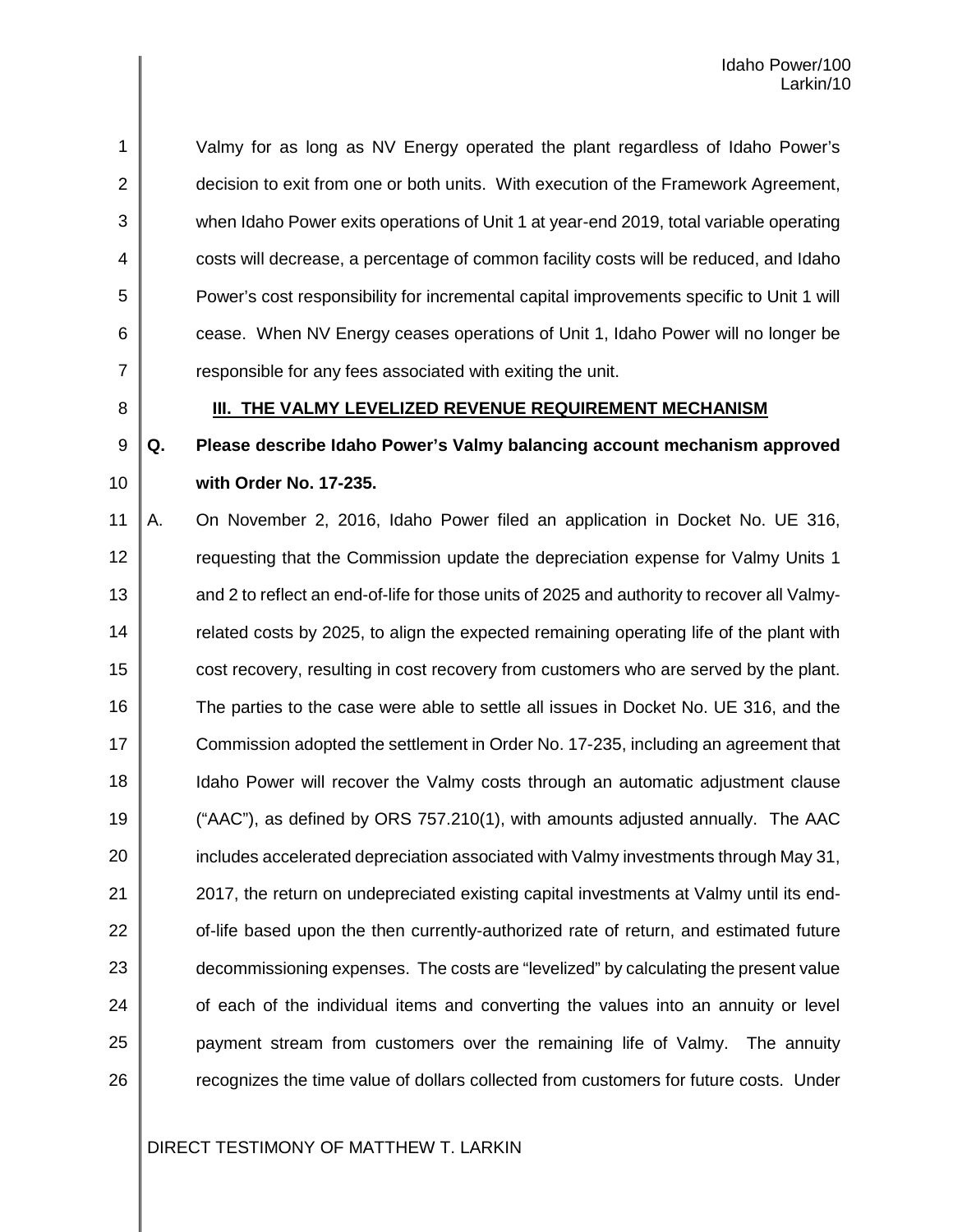Valmy for as long as NV Energy operated the plant regardless of Idaho Power's decision to exit from one or both units. With execution of the Framework Agreement, when Idaho Power exits operations of Unit 1 at year-end 2019, total variable operating costs will decrease, a percentage of common facility costs will be reduced, and Idaho Power's cost responsibility for incremental capital improvements specific to Unit 1 will cease. When NV Energy ceases operations of Unit 1, Idaho Power will no longer be responsible for any fees associated with exiting the unit.

## III. THE VALMY LEVELIZED REVENUE REQUIREMENT MECHANISM

**Q. Please describe Idaho Power's Valmy balancing account mechanism approved with Order No. 17-235.**

A. On November 2, 2016, Idaho Power filed an application in Docket No. UE 316, requesting that the Commission update the depreciation expense for Valmy Units 1 and 2 to reflect an end-of-life for those units of 2025 and authority to recover all Valmy-related costs by 2025, to align the expected remaining operating life of the plant with cost recovery, resulting in cost recovery from customers who are served by the plant. The parties to the case were able to settle all issues in Docket No. UE 316, and the Commission adopted the settlement in Order No. 17-235, including an agreement that Idaho Power will recover the Valmy costs through an automatic adjustment clause ("AAC"), as defined by ORS 757.210(1), with amounts adjusted annually. The AAC includes accelerated depreciation associated with Valmy investments through May 31, 2017, the return on undepreciated existing capital investments at Valmy until its end-of-life based upon the then currently-authorized rate of return, and estimated future decommissioning expenses. The costs are "levelized" by calculating the present value of each of the individual items and converting the values into an annuity or level payment stream from customers over the remaining life of Valmy. The annuity recognizes the time value of dollars collected from customers for future costs. Under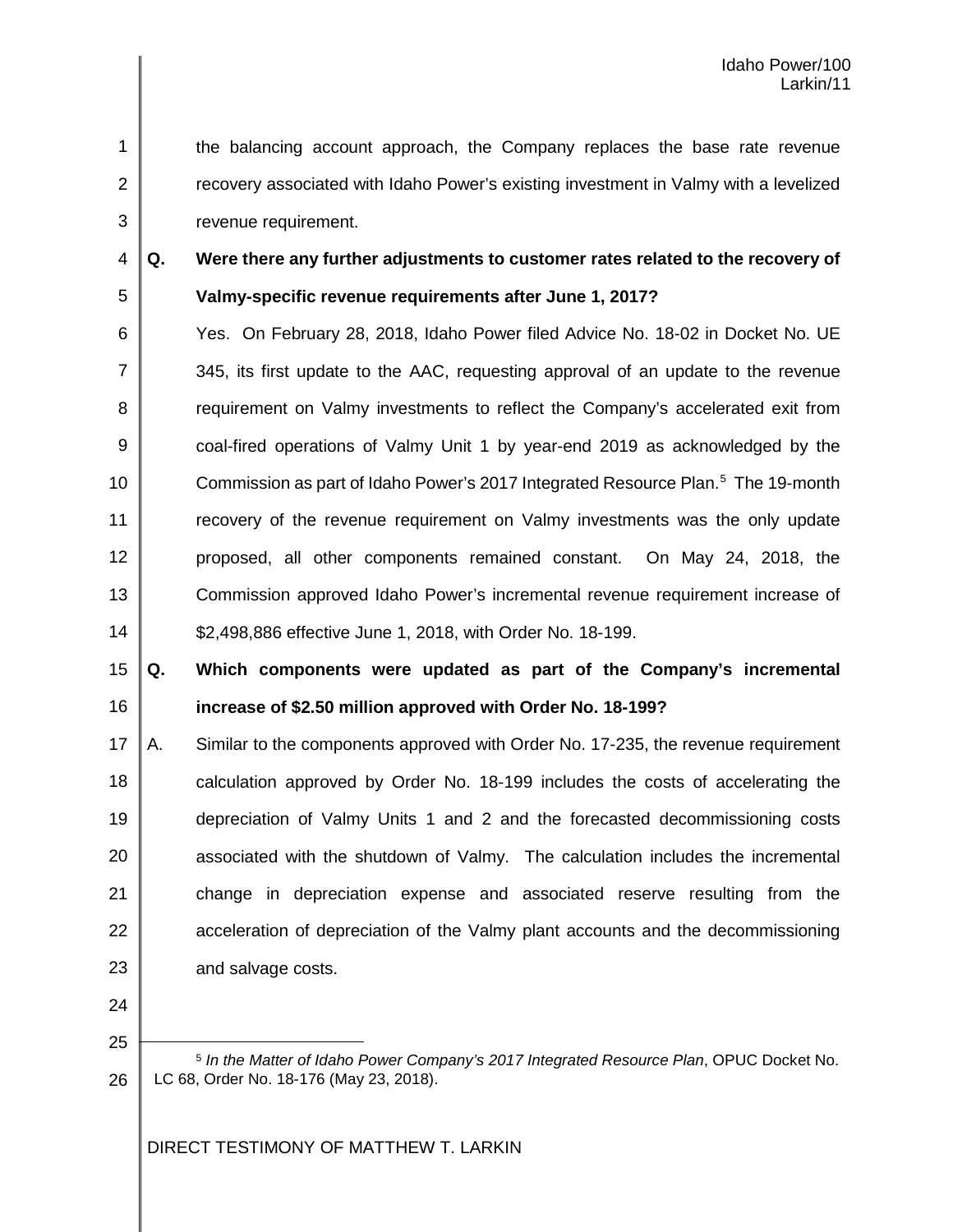the balancing account approach, the Company replaces the base rate revenue recovery associated with Idaho Power's existing investment in Valmy with a levelized revenue requirement.

**Q. Were there any further adjustments to customer rates related to the recovery of Valmy-specific revenue requirements after June 1, 2017?**

Yes. On February 28, 2018, Idaho Power filed Advice No. 18-02 in Docket No. UE 345, its first update to the AAC, requesting approval of an update to the revenue requirement on Valmy investments to reflect the Company's accelerated exit from coal-fired operations of Valmy Unit 1 by year-end 2019 as acknowledged by the Commission as part of Idaho Power's 2017 Integrated Resource Plan.[5] The 19-month recovery of the revenue requirement on Valmy investments was the only update proposed, all other components remained constant. On May 24, 2018, the Commission approved Idaho Power's incremental revenue requirement increase of $2,498,886 effective June 1, 2018, with Order No. 18-199.

**Q. Which components were updated as part of the Company's incremental increase of $2.50 million approved with Order No. 18-199?**

A. Similar to the components approved with Order No. 17-235, the revenue requirement calculation approved by Order No. 18-199 includes the costs of accelerating the depreciation of Valmy Units 1 and 2 and the forecasted decommissioning costs associated with the shutdown of Valmy. The calculation includes the incremental change in depreciation expense and associated reserve resulting from the acceleration of depreciation of the Valmy plant accounts and the decommissioning and salvage costs.

---

[5] *In the Matter of Idaho Power Company's 2017 Integrated Resource Plan*, OPUC Docket No. LC 68, Order No. 18-176 (May 23, 2018).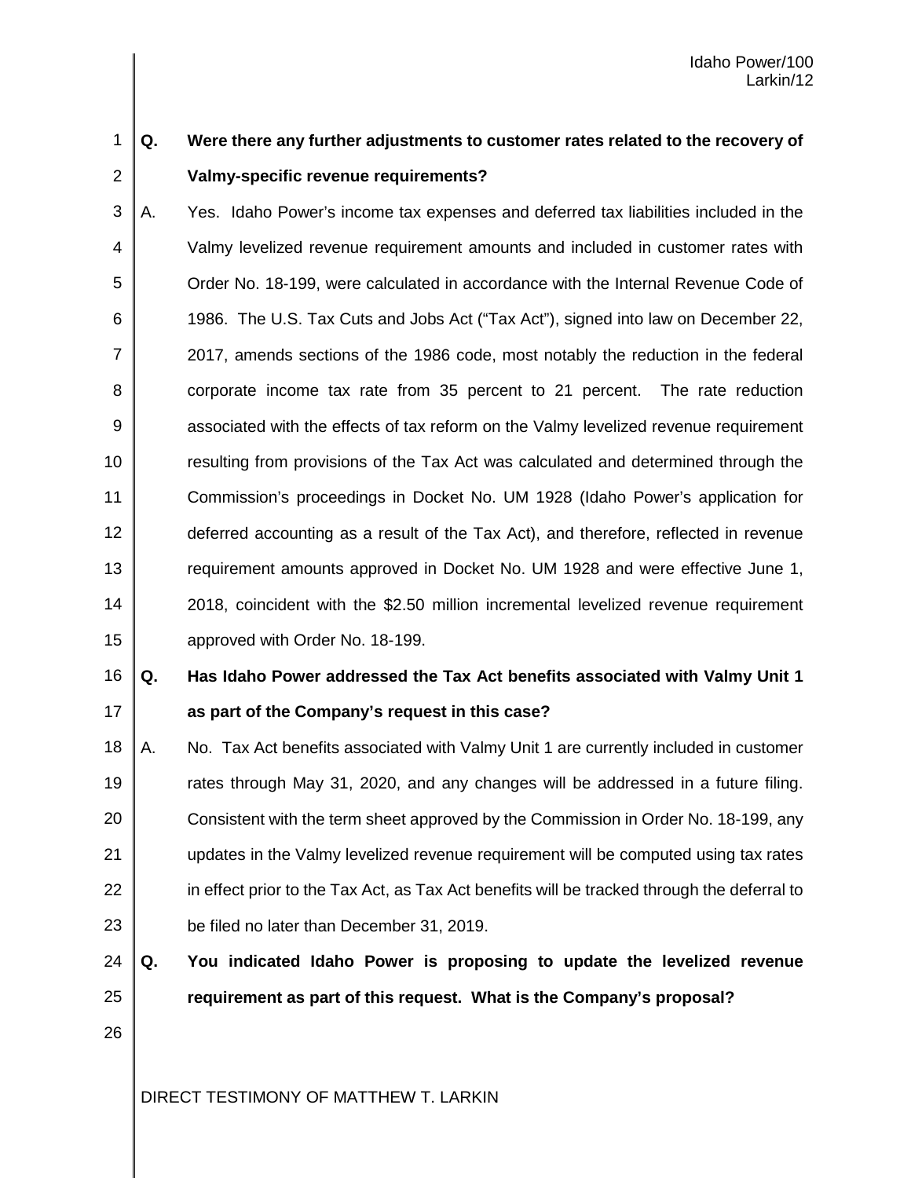**Q. Were there any further adjustments to customer rates related to the recovery of Valmy-specific revenue requirements?**

A. Yes. Idaho Power's income tax expenses and deferred tax liabilities included in the Valmy levelized revenue requirement amounts and included in customer rates with Order No. 18-199, were calculated in accordance with the Internal Revenue Code of 1986. The U.S. Tax Cuts and Jobs Act ("Tax Act"), signed into law on December 22, 2017, amends sections of the 1986 code, most notably the reduction in the federal corporate income tax rate from 35 percent to 21 percent. The rate reduction associated with the effects of tax reform on the Valmy levelized revenue requirement resulting from provisions of the Tax Act was calculated and determined through the Commission's proceedings in Docket No. UM 1928 (Idaho Power's application for deferred accounting as a result of the Tax Act), and therefore, reflected in revenue requirement amounts approved in Docket No. UM 1928 and were effective June 1, 2018, coincident with the $2.50 million incremental levelized revenue requirement approved with Order No. 18-199.

**Q. Has Idaho Power addressed the Tax Act benefits associated with Valmy Unit 1 as part of the Company's request in this case?**

A. No. Tax Act benefits associated with Valmy Unit 1 are currently included in customer rates through May 31, 2020, and any changes will be addressed in a future filing. Consistent with the term sheet approved by the Commission in Order No. 18-199, any updates in the Valmy levelized revenue requirement will be computed using tax rates in effect prior to the Tax Act, as Tax Act benefits will be tracked through the deferral to be filed no later than December 31, 2019.

**Q. You indicated Idaho Power is proposing to update the levelized revenue requirement as part of this request. What is the Company's proposal?**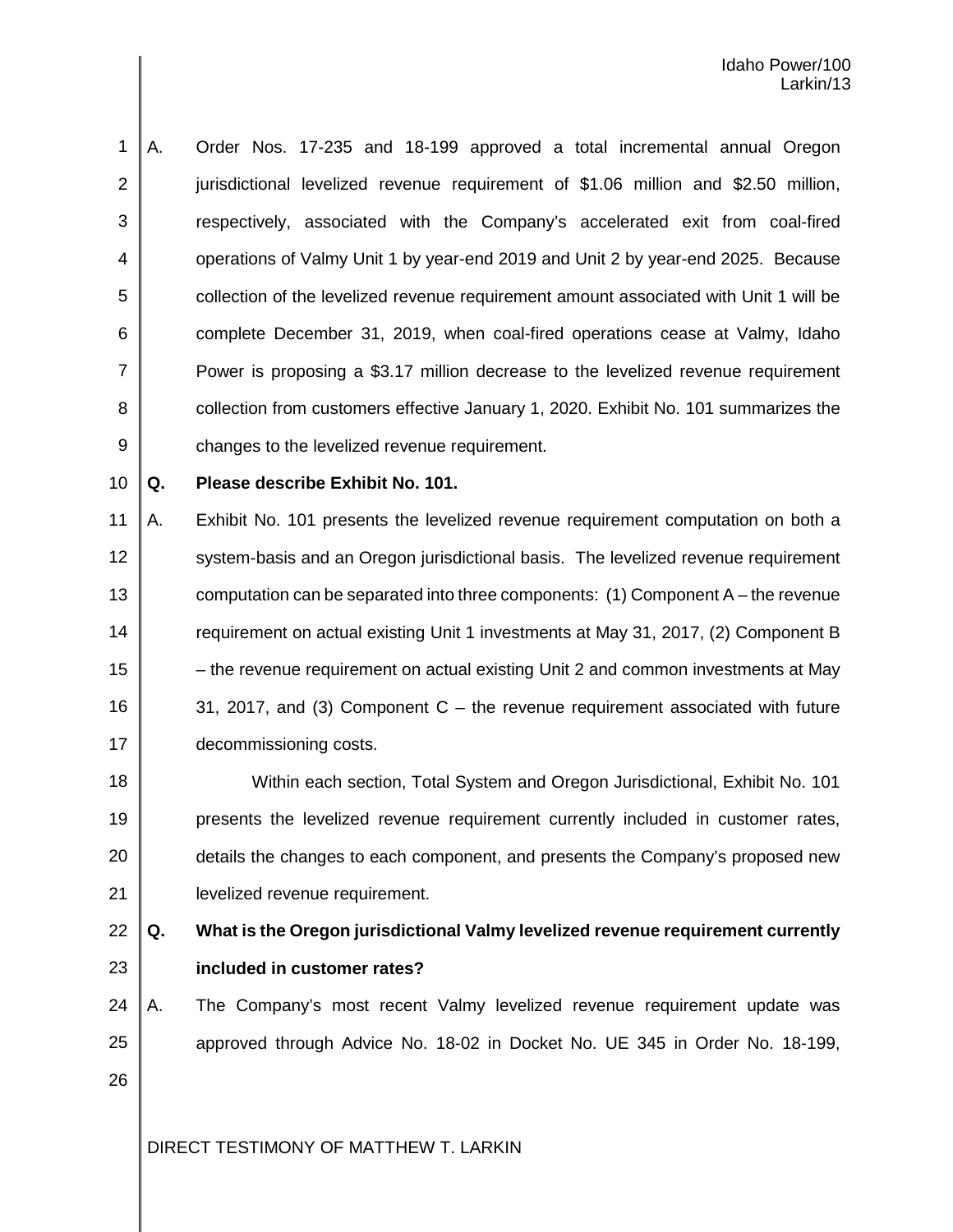A. Order Nos. 17-235 and 18-199 approved a total incremental annual Oregon jurisdictional levelized revenue requirement of $1.06 million and $2.50 million, respectively, associated with the Company's accelerated exit from coal-fired operations of Valmy Unit 1 by year-end 2019 and Unit 2 by year-end 2025. Because collection of the levelized revenue requirement amount associated with Unit 1 will be complete December 31, 2019, when coal-fired operations cease at Valmy, Idaho Power is proposing a $3.17 million decrease to the levelized revenue requirement collection from customers effective January 1, 2020. Exhibit No. 101 summarizes the changes to the levelized revenue requirement.

**Q. Please describe Exhibit No. 101.**

A. Exhibit No. 101 presents the levelized revenue requirement computation on both a system-basis and an Oregon jurisdictional basis. The levelized revenue requirement computation can be separated into three components: (1) Component A – the revenue requirement on actual existing Unit 1 investments at May 31, 2017, (2) Component B – the revenue requirement on actual existing Unit 2 and common investments at May 31, 2017, and (3) Component C – the revenue requirement associated with future decommissioning costs.

Within each section, Total System and Oregon Jurisdictional, Exhibit No. 101 presents the levelized revenue requirement currently included in customer rates, details the changes to each component, and presents the Company's proposed new levelized revenue requirement.

**Q. What is the Oregon jurisdictional Valmy levelized revenue requirement currently included in customer rates?**

A. The Company's most recent Valmy levelized revenue requirement update was approved through Advice No. 18-02 in Docket No. UE 345 in Order No. 18-199,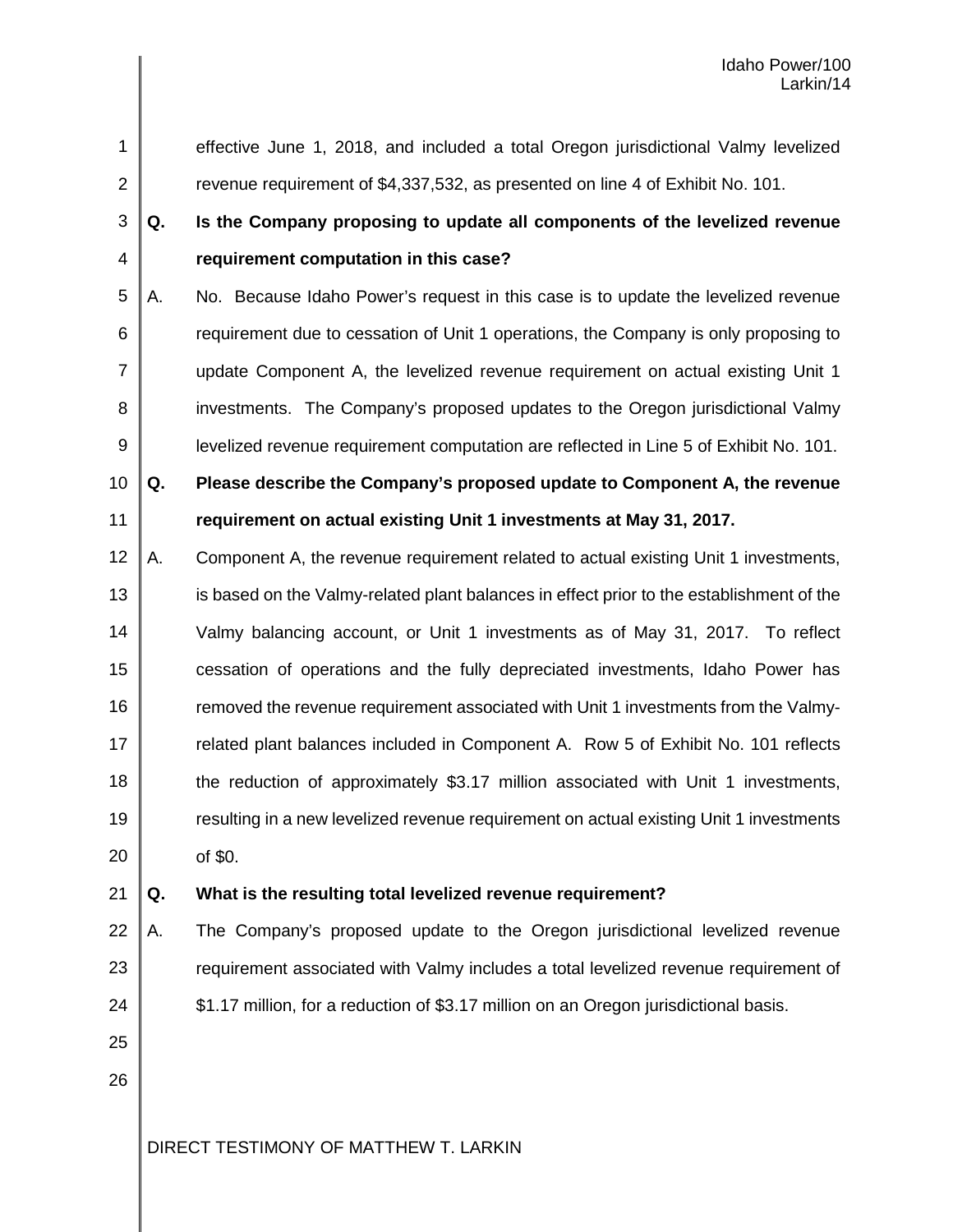effective June 1, 2018, and included a total Oregon jurisdictional Valmy levelized revenue requirement of $4,337,532, as presented on line 4 of Exhibit No. 101.

**Q. Is the Company proposing to update all components of the levelized revenue requirement computation in this case?**

A. No. Because Idaho Power's request in this case is to update the levelized revenue requirement due to cessation of Unit 1 operations, the Company is only proposing to update Component A, the levelized revenue requirement on actual existing Unit 1 investments. The Company's proposed updates to the Oregon jurisdictional Valmy levelized revenue requirement computation are reflected in Line 5 of Exhibit No. 101.

**Q. Please describe the Company's proposed update to Component A, the revenue requirement on actual existing Unit 1 investments at May 31, 2017.**

A. Component A, the revenue requirement related to actual existing Unit 1 investments, is based on the Valmy-related plant balances in effect prior to the establishment of the Valmy balancing account, or Unit 1 investments as of May 31, 2017. To reflect cessation of operations and the fully depreciated investments, Idaho Power has removed the revenue requirement associated with Unit 1 investments from the Valmy-related plant balances included in Component A. Row 5 of Exhibit No. 101 reflects the reduction of approximately $3.17 million associated with Unit 1 investments, resulting in a new levelized revenue requirement on actual existing Unit 1 investments of $0.

**Q. What is the resulting total levelized revenue requirement?**

A. The Company's proposed update to the Oregon jurisdictional levelized revenue requirement associated with Valmy includes a total levelized revenue requirement of $1.17 million, for a reduction of $3.17 million on an Oregon jurisdictional basis.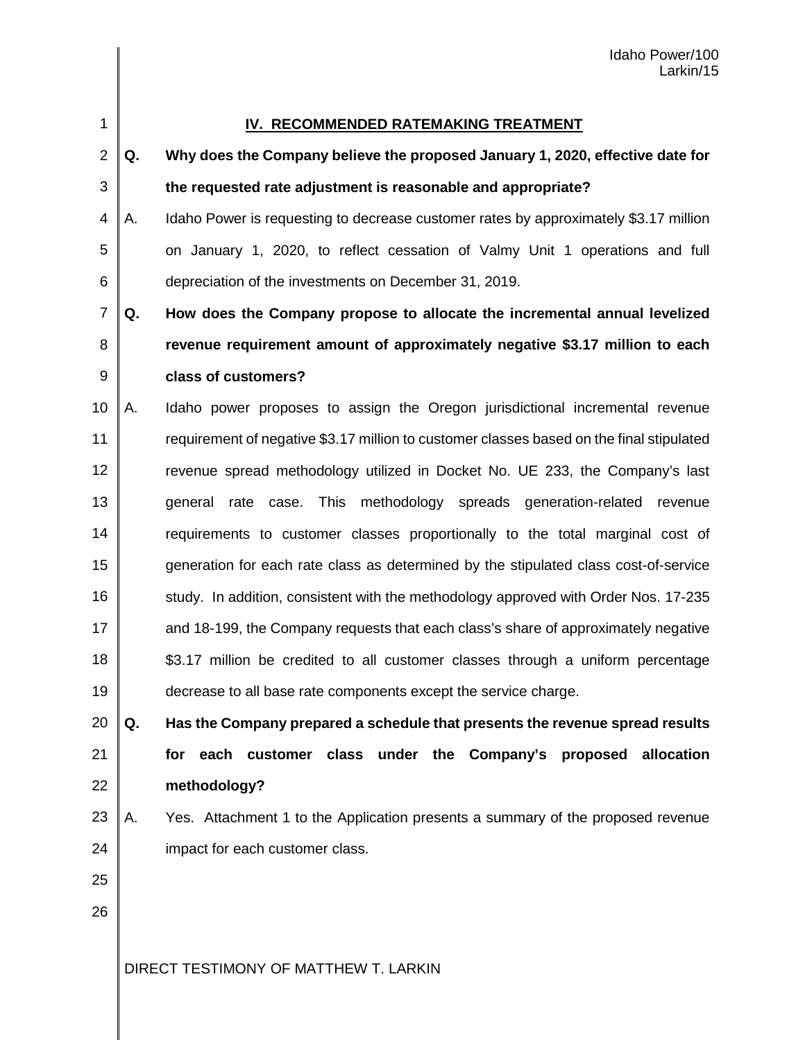## IV. RECOMMENDED RATEMAKING TREATMENT

**Q. Why does the Company believe the proposed January 1, 2020, effective date for the requested rate adjustment is reasonable and appropriate?**

A. Idaho Power is requesting to decrease customer rates by approximately $3.17 million on January 1, 2020, to reflect cessation of Valmy Unit 1 operations and full depreciation of the investments on December 31, 2019.

**Q. How does the Company propose to allocate the incremental annual levelized revenue requirement amount of approximately negative $3.17 million to each class of customers?**

A. Idaho power proposes to assign the Oregon jurisdictional incremental revenue requirement of negative $3.17 million to customer classes based on the final stipulated revenue spread methodology utilized in Docket No. UE 233, the Company's last general rate case. This methodology spreads generation-related revenue requirements to customer classes proportionally to the total marginal cost of generation for each rate class as determined by the stipulated class cost-of-service study. In addition, consistent with the methodology approved with Order Nos. 17-235 and 18-199, the Company requests that each class's share of approximately negative $3.17 million be credited to all customer classes through a uniform percentage decrease to all base rate components except the service charge.

**Q. Has the Company prepared a schedule that presents the revenue spread results for each customer class under the Company's proposed allocation methodology?**

A. Yes. Attachment 1 to the Application presents a summary of the proposed revenue impact for each customer class.

DIRECT TESTIMONY OF MATTHEW T. LARKIN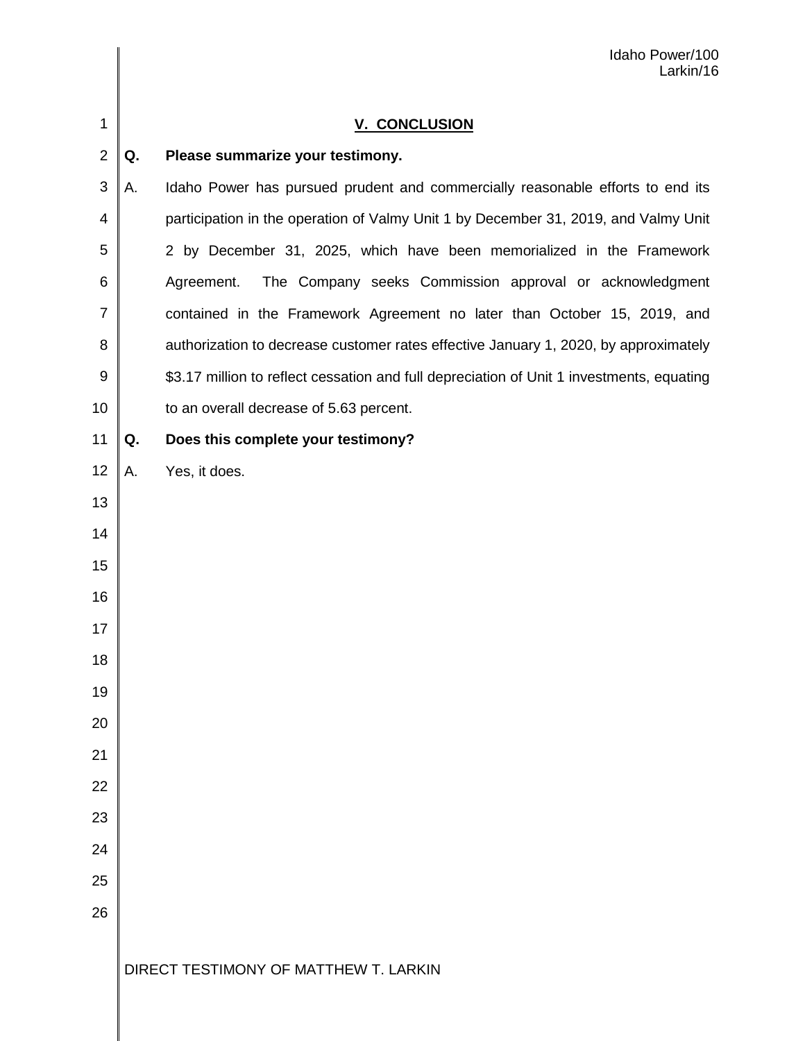## V. CONCLUSION

**Q. Please summarize your testimony.**

A. Idaho Power has pursued prudent and commercially reasonable efforts to end its participation in the operation of Valmy Unit 1 by December 31, 2019, and Valmy Unit 2 by December 31, 2025, which have been memorialized in the Framework Agreement. The Company seeks Commission approval or acknowledgment contained in the Framework Agreement no later than October 15, 2019, and authorization to decrease customer rates effective January 1, 2020, by approximately $3.17 million to reflect cessation and full depreciation of Unit 1 investments, equating to an overall decrease of 5.63 percent.

**Q. Does this complete your testimony?**

A. Yes, it does.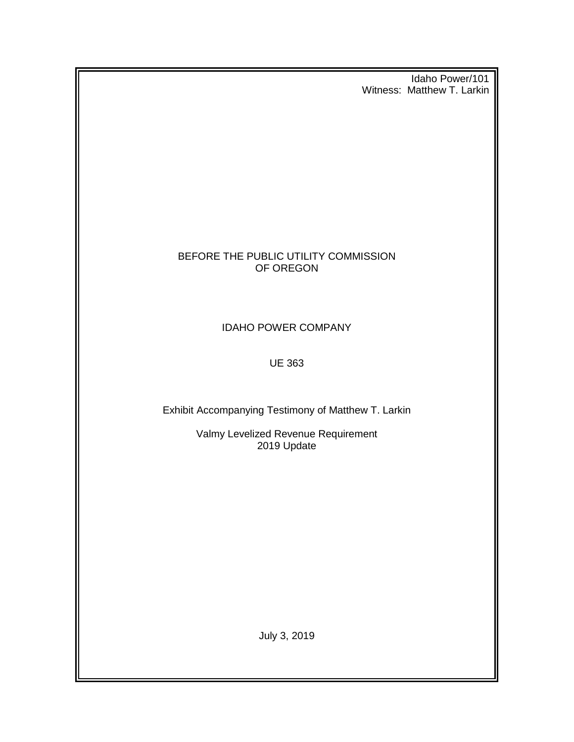Idaho Power/101
Witness: Matthew T. Larkin

BEFORE THE PUBLIC UTILITY COMMISSION
OF OREGON

IDAHO POWER COMPANY

UE 363

Exhibit Accompanying Testimony of Matthew T. Larkin

Valmy Levelized Revenue Requirement
2019 Update

July 3, 2019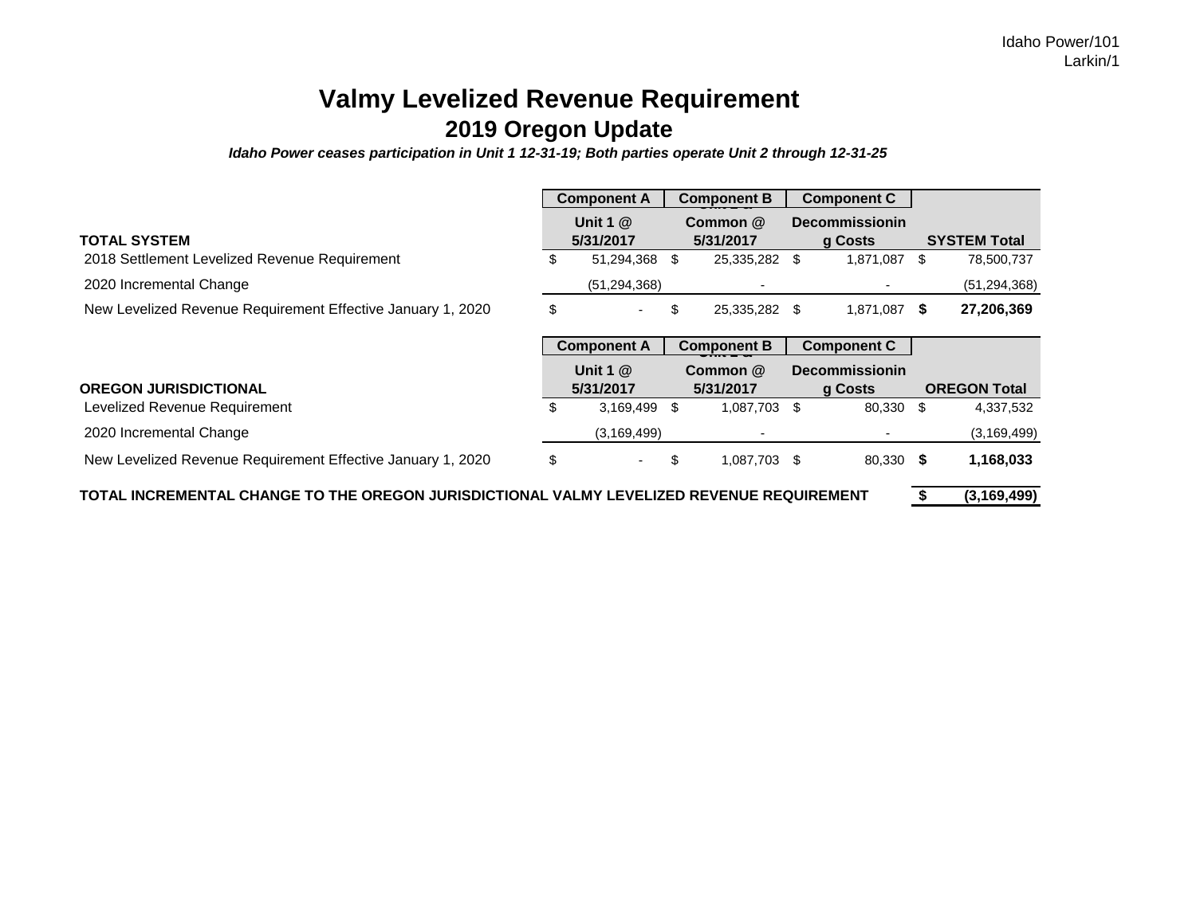Idaho Power/101
Larkin/1

# Valmy Levelized Revenue Requirement

## 2019 Oregon Update

***Idaho Power ceases participation in Unit 1 12-31-19; Both parties operate Unit 2 through 12-31-25***

| TOTAL SYSTEM | Component A<br>Unit 1 @ 5/31/2017 | Component B<br>Common @ 5/31/2017 | Component C<br>Decommissioning Costs | SYSTEM Total |
|---|---|---|---|---|
| 2018 Settlement Levelized Revenue Requirement | $ 51,294,368 | $ 25,335,282 | $ 1,871,087 | $ 78,500,737 |
| 2020 Incremental Change | (51,294,368) | - | - | (51,294,368) |
| New Levelized Revenue Requirement Effective January 1, 2020 | $ - | $ 25,335,282 | $ 1,871,087 | **$ 27,206,369** |

| OREGON JURISDICTIONAL | Component A<br>Unit 1 @ 5/31/2017 | Component B<br>Common @ 5/31/2017 | Component C<br>Decommissioning Costs | OREGON Total |
|---|---|---|---|---|
| Levelized Revenue Requirement | $ 3,169,499 | $ 1,087,703 | $ 80,330 | $ 4,337,532 |
| 2020 Incremental Change | (3,169,499) | - | - | (3,169,499) |
| New Levelized Revenue Requirement Effective January 1, 2020 | $ - | $ 1,087,703 | $ 80,330 | **$ 1,168,033** |

**TOTAL INCREMENTAL CHANGE TO THE OREGON JURISDICTIONAL VALMY LEVELIZED REVENUE REQUIREMENT** **$ (3,169,499)**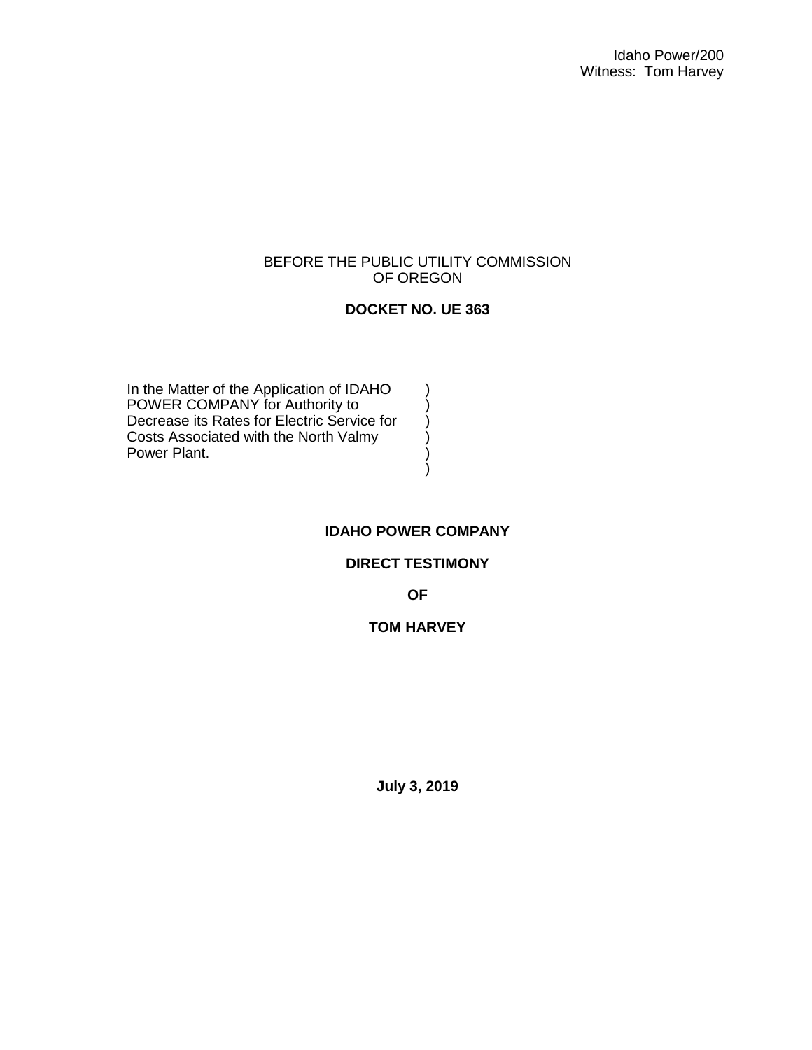Idaho Power/200
Witness: Tom Harvey

BEFORE THE PUBLIC UTILITY COMMISSION
OF OREGON

**DOCKET NO. UE 363**

| In the Matter of the Application of IDAHO POWER COMPANY for Authority to Decrease its Rates for Electric Service for Costs Associated with the North Valmy Power Plant. | ) |
|---|---|

**IDAHO POWER COMPANY**

**DIRECT TESTIMONY**

**OF**

**TOM HARVEY**

**July 3, 2019**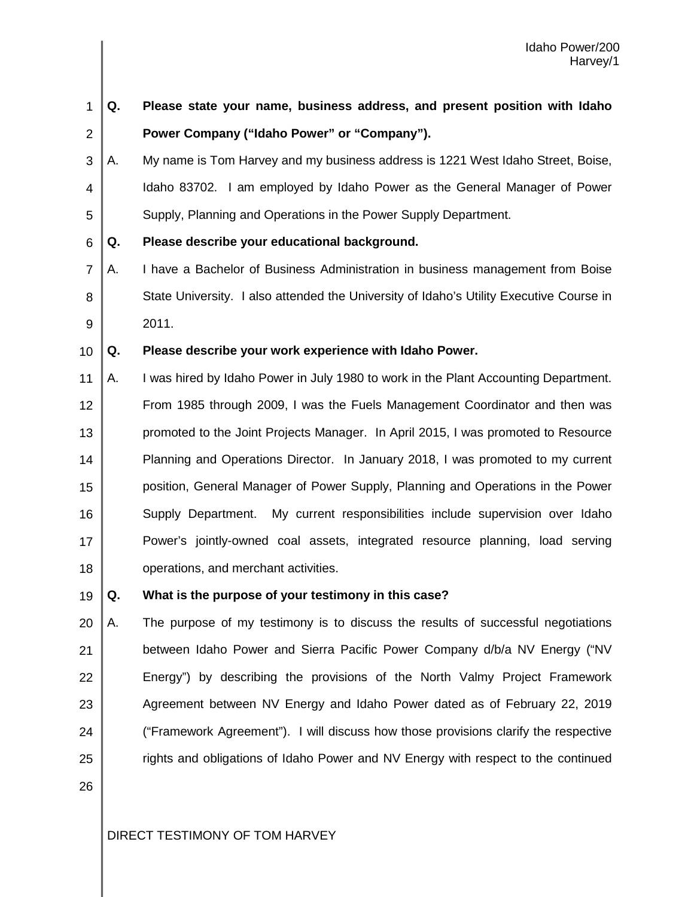**Q. Please state your name, business address, and present position with Idaho Power Company ("Idaho Power" or "Company").**

A. My name is Tom Harvey and my business address is 1221 West Idaho Street, Boise, Idaho 83702. I am employed by Idaho Power as the General Manager of Power Supply, Planning and Operations in the Power Supply Department.

**Q. Please describe your educational background.**

A. I have a Bachelor of Business Administration in business management from Boise State University. I also attended the University of Idaho's Utility Executive Course in 2011.

**Q. Please describe your work experience with Idaho Power.**

A. I was hired by Idaho Power in July 1980 to work in the Plant Accounting Department. From 1985 through 2009, I was the Fuels Management Coordinator and then was promoted to the Joint Projects Manager. In April 2015, I was promoted to Resource Planning and Operations Director. In January 2018, I was promoted to my current position, General Manager of Power Supply, Planning and Operations in the Power Supply Department. My current responsibilities include supervision over Idaho Power's jointly-owned coal assets, integrated resource planning, load serving operations, and merchant activities.

**Q. What is the purpose of your testimony in this case?**

A. The purpose of my testimony is to discuss the results of successful negotiations between Idaho Power and Sierra Pacific Power Company d/b/a NV Energy ("NV Energy") by describing the provisions of the North Valmy Project Framework Agreement between NV Energy and Idaho Power dated as of February 22, 2019 ("Framework Agreement"). I will discuss how those provisions clarify the respective rights and obligations of Idaho Power and NV Energy with respect to the continued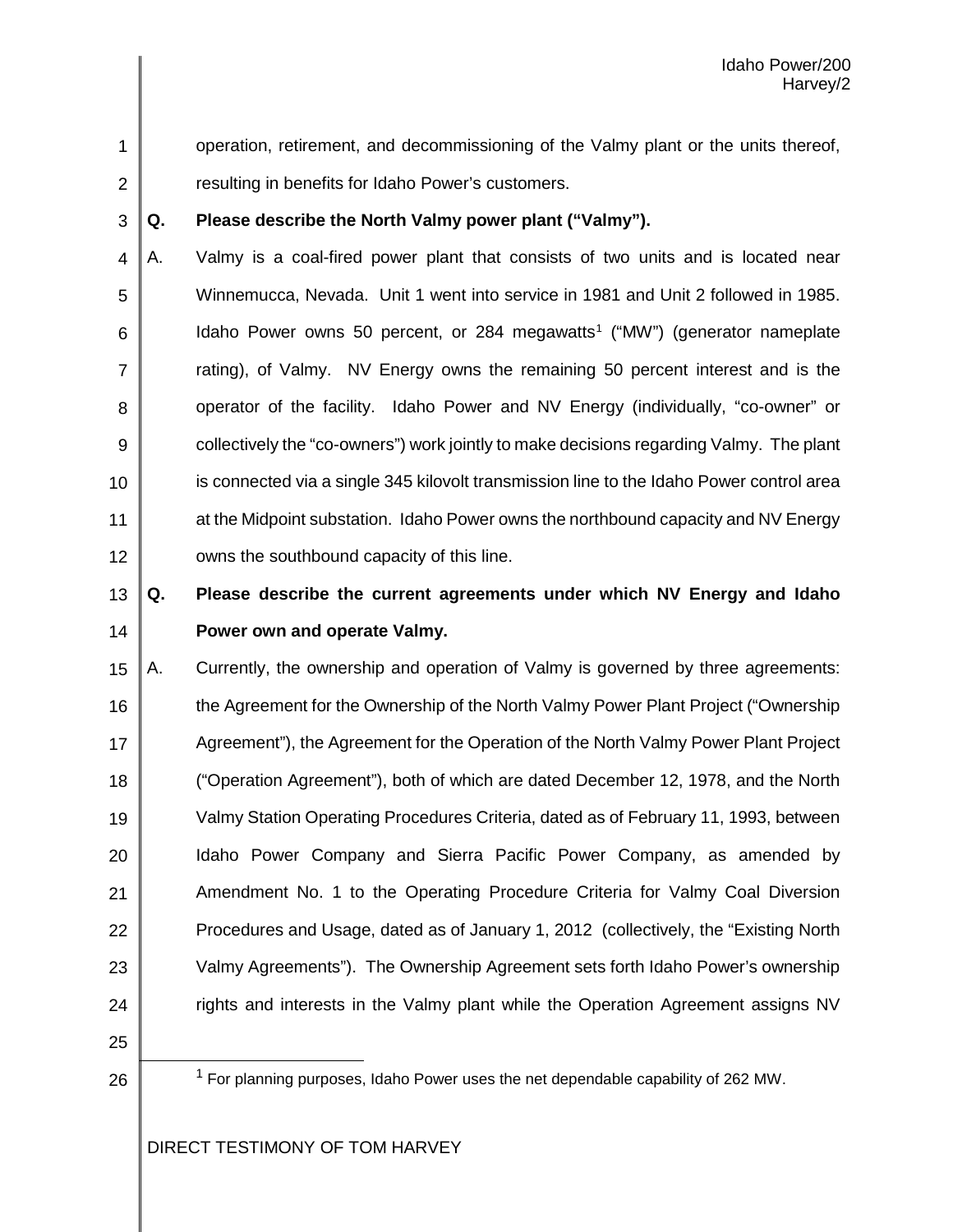operation, retirement, and decommissioning of the Valmy plant or the units thereof, resulting in benefits for Idaho Power's customers.

**Q. Please describe the North Valmy power plant ("Valmy").**

A. Valmy is a coal-fired power plant that consists of two units and is located near Winnemucca, Nevada. Unit 1 went into service in 1981 and Unit 2 followed in 1985. Idaho Power owns 50 percent, or 284 megawatts[1] ("MW") (generator nameplate rating), of Valmy. NV Energy owns the remaining 50 percent interest and is the operator of the facility. Idaho Power and NV Energy (individually, "co-owner" or collectively the "co-owners") work jointly to make decisions regarding Valmy. The plant is connected via a single 345 kilovolt transmission line to the Idaho Power control area at the Midpoint substation. Idaho Power owns the northbound capacity and NV Energy owns the southbound capacity of this line.

**Q. Please describe the current agreements under which NV Energy and Idaho Power own and operate Valmy.**

A. Currently, the ownership and operation of Valmy is governed by three agreements: the Agreement for the Ownership of the North Valmy Power Plant Project ("Ownership Agreement"), the Agreement for the Operation of the North Valmy Power Plant Project ("Operation Agreement"), both of which are dated December 12, 1978, and the North Valmy Station Operating Procedures Criteria, dated as of February 11, 1993, between Idaho Power Company and Sierra Pacific Power Company, as amended by Amendment No. 1 to the Operating Procedure Criteria for Valmy Coal Diversion Procedures and Usage, dated as of January 1, 2012 (collectively, the "Existing North Valmy Agreements"). The Ownership Agreement sets forth Idaho Power's ownership rights and interests in the Valmy plant while the Operation Agreement assigns NV

[1] For planning purposes, Idaho Power uses the net dependable capability of 262 MW.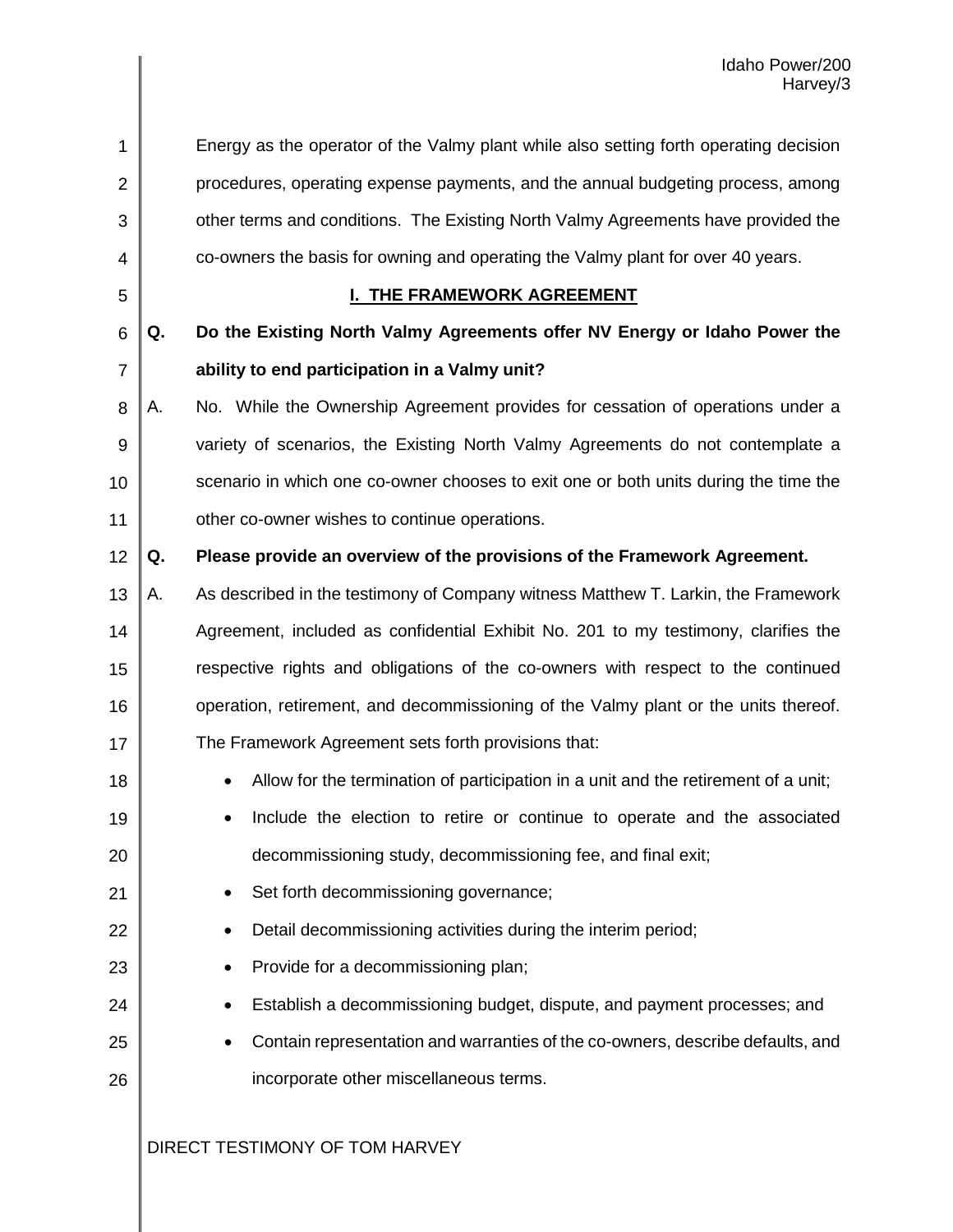Energy as the operator of the Valmy plant while also setting forth operating decision procedures, operating expense payments, and the annual budgeting process, among other terms and conditions. The Existing North Valmy Agreements have provided the co-owners the basis for owning and operating the Valmy plant for over 40 years.

## I. THE FRAMEWORK AGREEMENT

**Q. Do the Existing North Valmy Agreements offer NV Energy or Idaho Power the ability to end participation in a Valmy unit?**

A. No. While the Ownership Agreement provides for cessation of operations under a variety of scenarios, the Existing North Valmy Agreements do not contemplate a scenario in which one co-owner chooses to exit one or both units during the time the other co-owner wishes to continue operations.

**Q. Please provide an overview of the provisions of the Framework Agreement.**

A. As described in the testimony of Company witness Matthew T. Larkin, the Framework Agreement, included as confidential Exhibit No. 201 to my testimony, clarifies the respective rights and obligations of the co-owners with respect to the continued operation, retirement, and decommissioning of the Valmy plant or the units thereof. The Framework Agreement sets forth provisions that:

- Allow for the termination of participation in a unit and the retirement of a unit;
- Include the election to retire or continue to operate and the associated decommissioning study, decommissioning fee, and final exit;
- Set forth decommissioning governance;
- Detail decommissioning activities during the interim period;
- Provide for a decommissioning plan;
- Establish a decommissioning budget, dispute, and payment processes; and
- Contain representation and warranties of the co-owners, describe defaults, and incorporate other miscellaneous terms.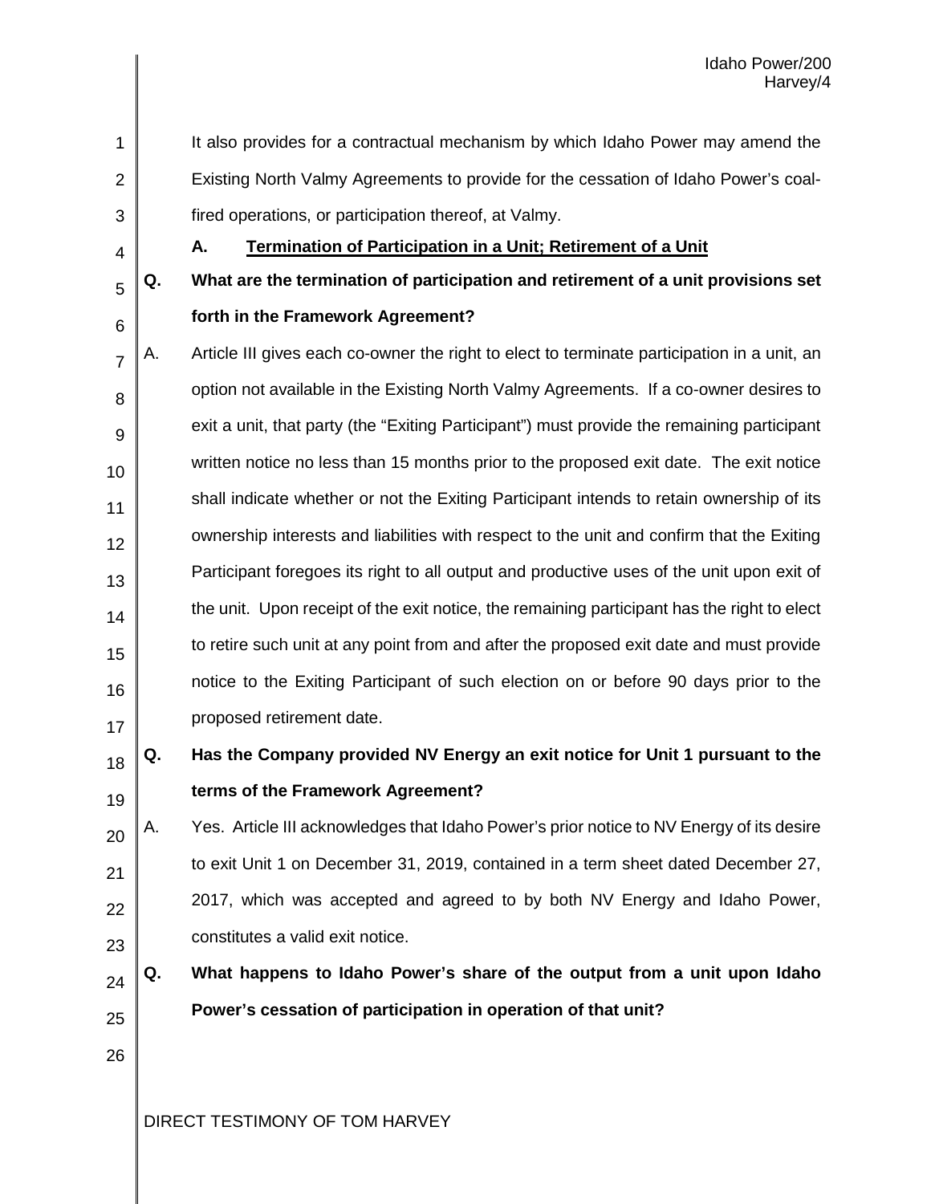It also provides for a contractual mechanism by which Idaho Power may amend the Existing North Valmy Agreements to provide for the cessation of Idaho Power's coal-fired operations, or participation thereof, at Valmy.

### A. Termination of Participation in a Unit; Retirement of a Unit

**Q. What are the termination of participation and retirement of a unit provisions set forth in the Framework Agreement?**

A. Article III gives each co-owner the right to elect to terminate participation in a unit, an option not available in the Existing North Valmy Agreements. If a co-owner desires to exit a unit, that party (the "Exiting Participant") must provide the remaining participant written notice no less than 15 months prior to the proposed exit date. The exit notice shall indicate whether or not the Exiting Participant intends to retain ownership of its ownership interests and liabilities with respect to the unit and confirm that the Exiting Participant foregoes its right to all output and productive uses of the unit upon exit of the unit. Upon receipt of the exit notice, the remaining participant has the right to elect to retire such unit at any point from and after the proposed exit date and must provide notice to the Exiting Participant of such election on or before 90 days prior to the proposed retirement date.

**Q. Has the Company provided NV Energy an exit notice for Unit 1 pursuant to the terms of the Framework Agreement?**

A. Yes. Article III acknowledges that Idaho Power's prior notice to NV Energy of its desire to exit Unit 1 on December 31, 2019, contained in a term sheet dated December 27, 2017, which was accepted and agreed to by both NV Energy and Idaho Power, constitutes a valid exit notice.

**Q. What happens to Idaho Power's share of the output from a unit upon Idaho Power's cessation of participation in operation of that unit?**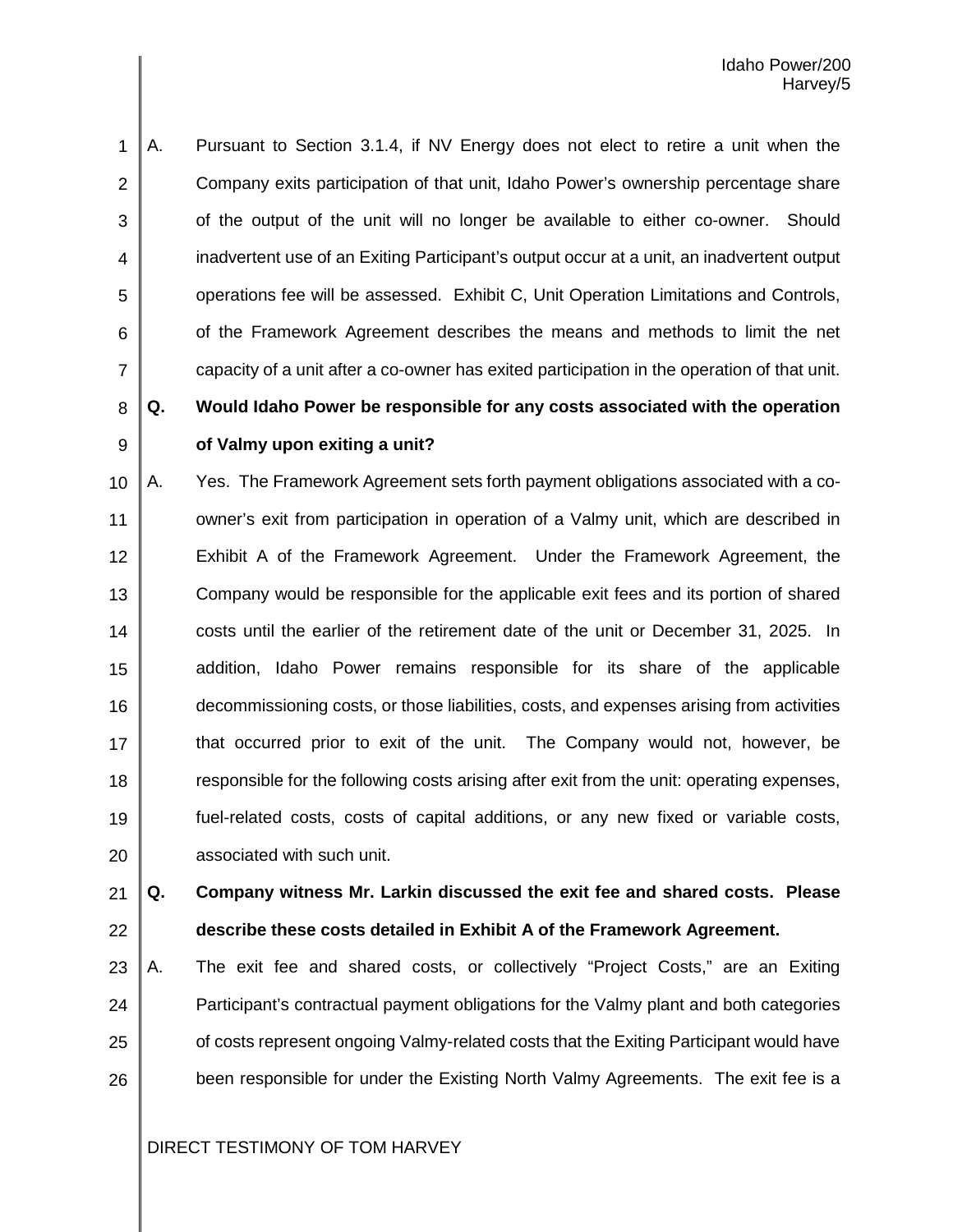A. Pursuant to Section 3.1.4, if NV Energy does not elect to retire a unit when the Company exits participation of that unit, Idaho Power's ownership percentage share of the output of the unit will no longer be available to either co-owner. Should inadvertent use of an Exiting Participant's output occur at a unit, an inadvertent output operations fee will be assessed. Exhibit C, Unit Operation Limitations and Controls, of the Framework Agreement describes the means and methods to limit the net capacity of a unit after a co-owner has exited participation in the operation of that unit.

**Q. Would Idaho Power be responsible for any costs associated with the operation of Valmy upon exiting a unit?**

A. Yes. The Framework Agreement sets forth payment obligations associated with a co-owner's exit from participation in operation of a Valmy unit, which are described in Exhibit A of the Framework Agreement. Under the Framework Agreement, the Company would be responsible for the applicable exit fees and its portion of shared costs until the earlier of the retirement date of the unit or December 31, 2025. In addition, Idaho Power remains responsible for its share of the applicable decommissioning costs, or those liabilities, costs, and expenses arising from activities that occurred prior to exit of the unit. The Company would not, however, be responsible for the following costs arising after exit from the unit: operating expenses, fuel-related costs, costs of capital additions, or any new fixed or variable costs, associated with such unit.

**Q. Company witness Mr. Larkin discussed the exit fee and shared costs. Please describe these costs detailed in Exhibit A of the Framework Agreement.**

A. The exit fee and shared costs, or collectively "Project Costs," are an Exiting Participant's contractual payment obligations for the Valmy plant and both categories of costs represent ongoing Valmy-related costs that the Exiting Participant would have been responsible for under the Existing North Valmy Agreements. The exit fee is a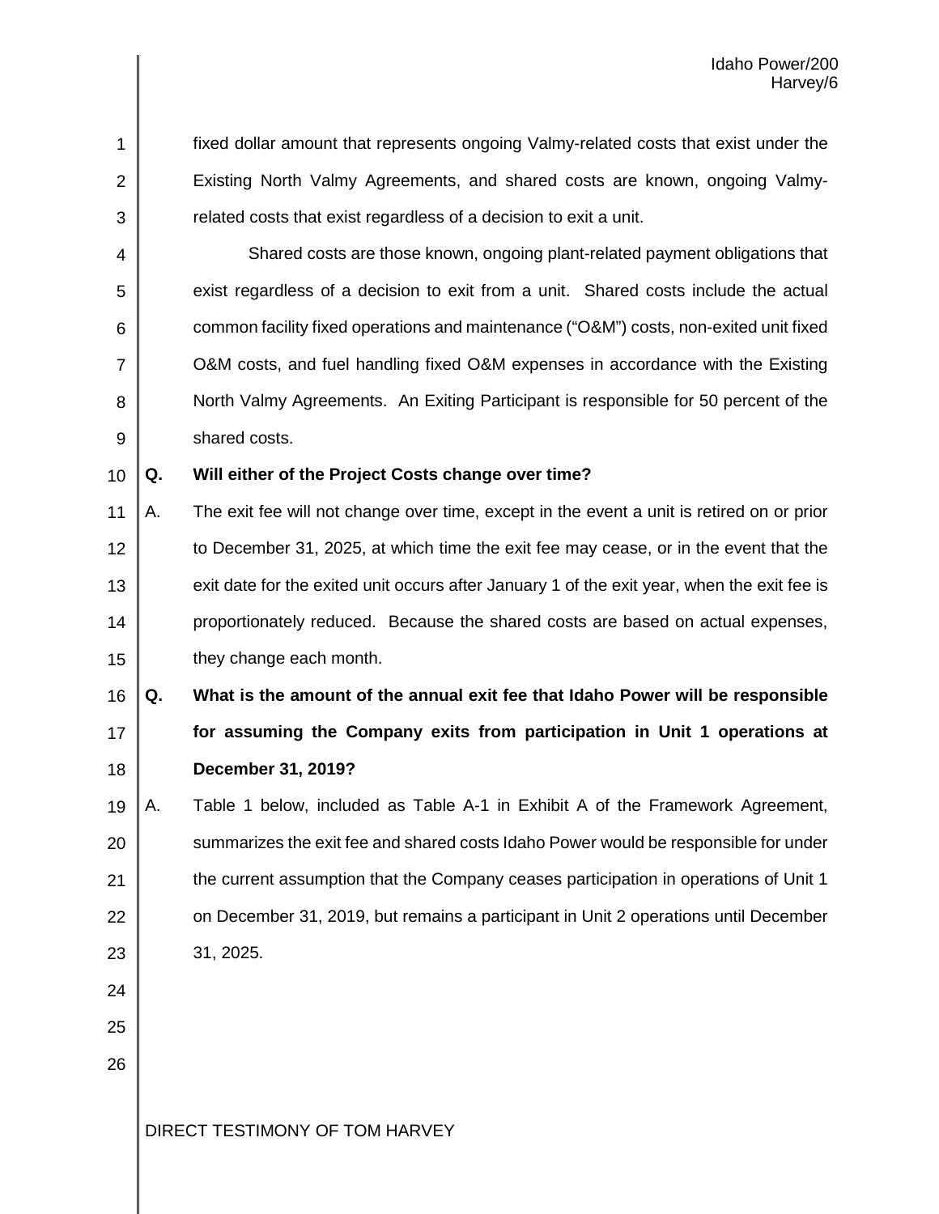fixed dollar amount that represents ongoing Valmy-related costs that exist under the Existing North Valmy Agreements, and shared costs are known, ongoing Valmy-related costs that exist regardless of a decision to exit a unit.

Shared costs are those known, ongoing plant-related payment obligations that exist regardless of a decision to exit from a unit. Shared costs include the actual common facility fixed operations and maintenance ("O&M") costs, non-exited unit fixed O&M costs, and fuel handling fixed O&M expenses in accordance with the Existing North Valmy Agreements. An Exiting Participant is responsible for 50 percent of the shared costs.

**Q. Will either of the Project Costs change over time?**

A. The exit fee will not change over time, except in the event a unit is retired on or prior to December 31, 2025, at which time the exit fee may cease, or in the event that the exit date for the exited unit occurs after January 1 of the exit year, when the exit fee is proportionately reduced. Because the shared costs are based on actual expenses, they change each month.

**Q. What is the amount of the annual exit fee that Idaho Power will be responsible for assuming the Company exits from participation in Unit 1 operations at December 31, 2019?**

A. Table 1 below, included as Table A-1 in Exhibit A of the Framework Agreement, summarizes the exit fee and shared costs Idaho Power would be responsible for under the current assumption that the Company ceases participation in operations of Unit 1 on December 31, 2019, but remains a participant in Unit 2 operations until December 31, 2025.

DIRECT TESTIMONY OF TOM HARVEY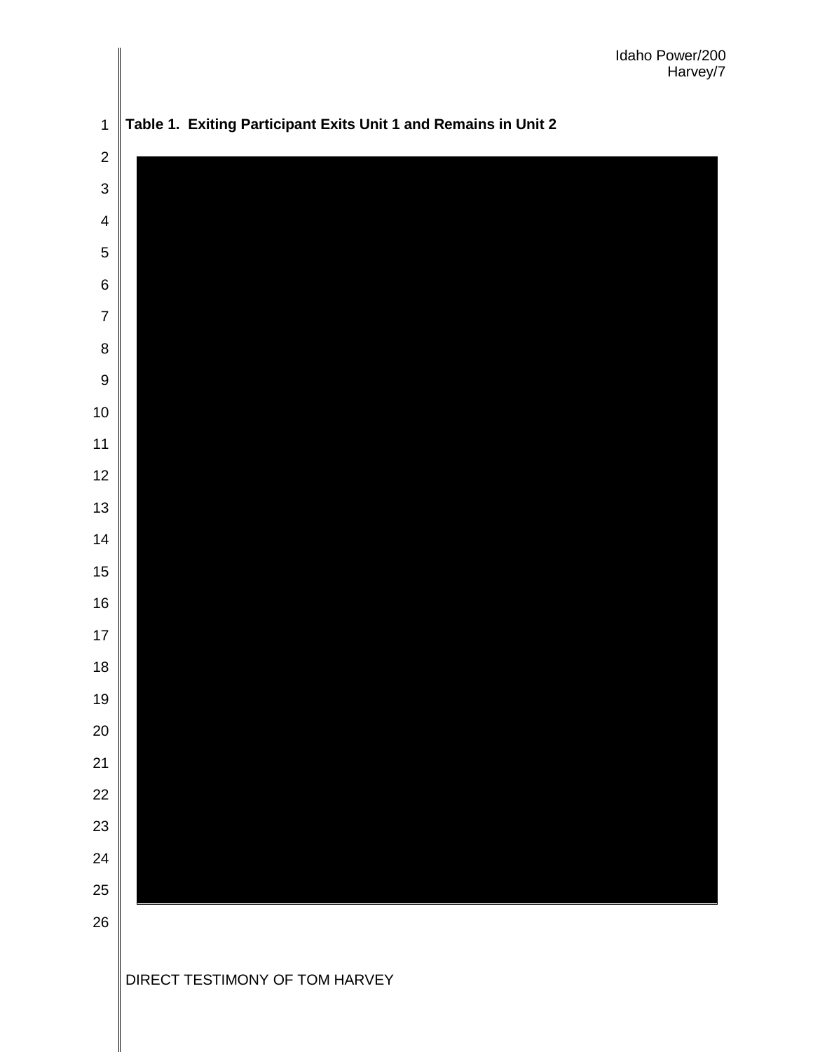**Table 1. Exiting Participant Exits Unit 1 and Remains in Unit 2**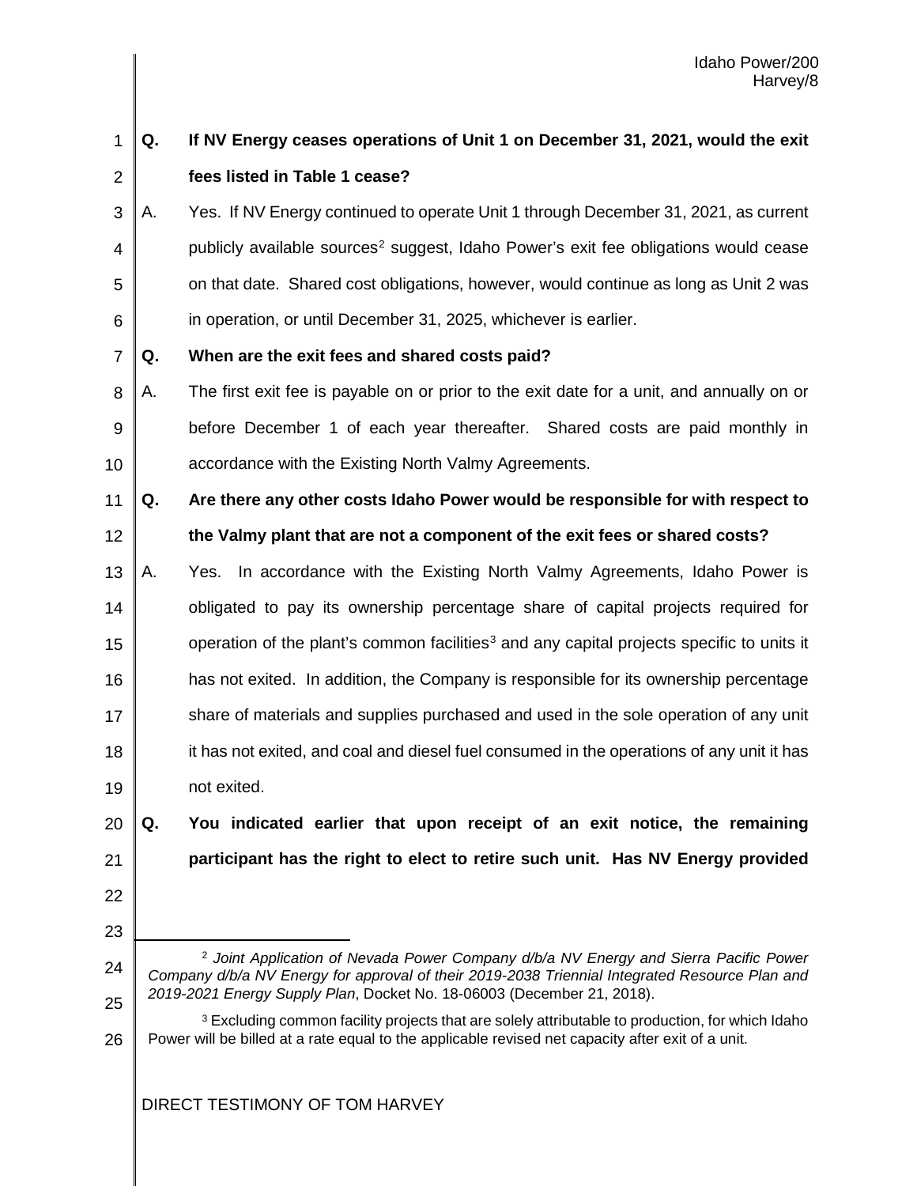**Q. If NV Energy ceases operations of Unit 1 on December 31, 2021, would the exit fees listed in Table 1 cease?**

A. Yes. If NV Energy continued to operate Unit 1 through December 31, 2021, as current publicly available sources[2] suggest, Idaho Power's exit fee obligations would cease on that date. Shared cost obligations, however, would continue as long as Unit 2 was in operation, or until December 31, 2025, whichever is earlier.

**Q. When are the exit fees and shared costs paid?**

A. The first exit fee is payable on or prior to the exit date for a unit, and annually on or before December 1 of each year thereafter. Shared costs are paid monthly in accordance with the Existing North Valmy Agreements.

**Q. Are there any other costs Idaho Power would be responsible for with respect to the Valmy plant that are not a component of the exit fees or shared costs?**

A. Yes. In accordance with the Existing North Valmy Agreements, Idaho Power is obligated to pay its ownership percentage share of capital projects required for operation of the plant's common facilities[3] and any capital projects specific to units it has not exited. In addition, the Company is responsible for its ownership percentage share of materials and supplies purchased and used in the sole operation of any unit it has not exited, and coal and diesel fuel consumed in the operations of any unit it has not exited.

**Q. You indicated earlier that upon receipt of an exit notice, the remaining participant has the right to elect to retire such unit. Has NV Energy provided**

---

[2] *Joint Application of Nevada Power Company d/b/a NV Energy and Sierra Pacific Power Company d/b/a NV Energy for approval of their 2019-2038 Triennial Integrated Resource Plan and 2019-2021 Energy Supply Plan*, Docket No. 18-06003 (December 21, 2018).

[3] Excluding common facility projects that are solely attributable to production, for which Idaho Power will be billed at a rate equal to the applicable revised net capacity after exit of a unit.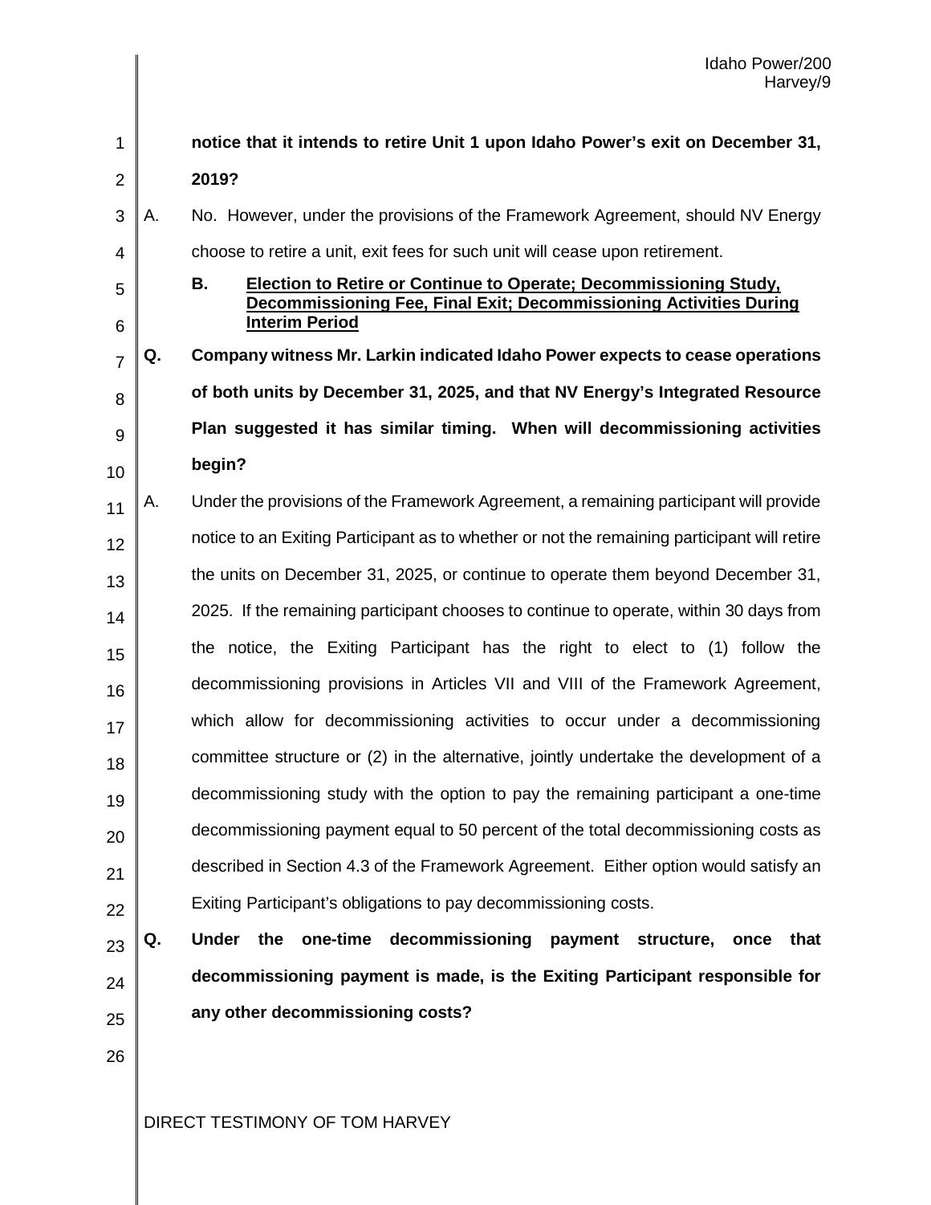**notice that it intends to retire Unit 1 upon Idaho Power's exit on December 31, 2019?**

A. No. However, under the provisions of the Framework Agreement, should NV Energy choose to retire a unit, exit fees for such unit will cease upon retirement.

### B. Election to Retire or Continue to Operate; Decommissioning Study, Decommissioning Fee, Final Exit; Decommissioning Activities During Interim Period

**Q. Company witness Mr. Larkin indicated Idaho Power expects to cease operations of both units by December 31, 2025, and that NV Energy's Integrated Resource Plan suggested it has similar timing. When will decommissioning activities begin?**

A. Under the provisions of the Framework Agreement, a remaining participant will provide notice to an Exiting Participant as to whether or not the remaining participant will retire the units on December 31, 2025, or continue to operate them beyond December 31, 2025. If the remaining participant chooses to continue to operate, within 30 days from the notice, the Exiting Participant has the right to elect to (1) follow the decommissioning provisions in Articles VII and VIII of the Framework Agreement, which allow for decommissioning activities to occur under a decommissioning committee structure or (2) in the alternative, jointly undertake the development of a decommissioning study with the option to pay the remaining participant a one-time decommissioning payment equal to 50 percent of the total decommissioning costs as described in Section 4.3 of the Framework Agreement. Either option would satisfy an Exiting Participant's obligations to pay decommissioning costs.

**Q. Under the one-time decommissioning payment structure, once that decommissioning payment is made, is the Exiting Participant responsible for any other decommissioning costs?**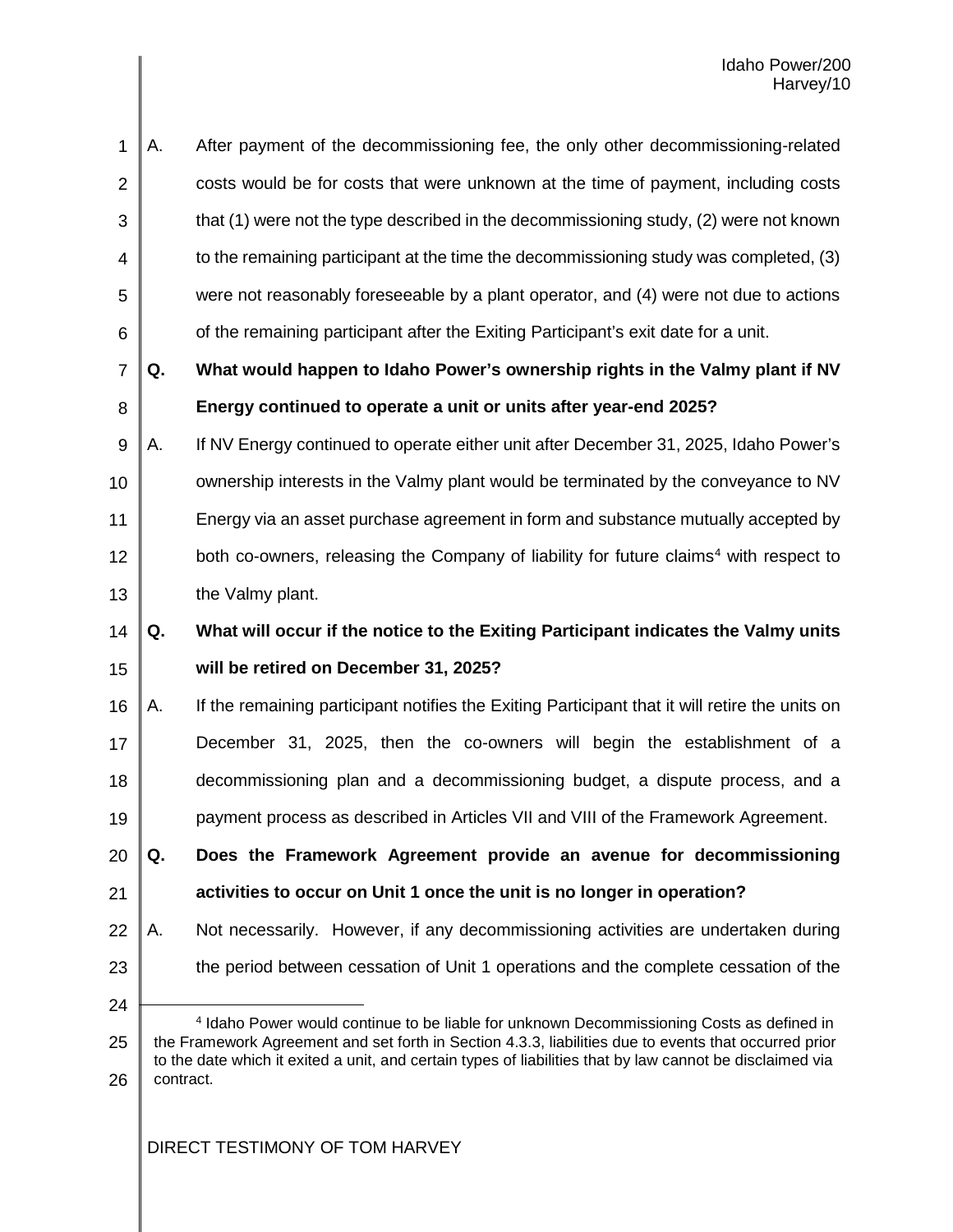A. After payment of the decommissioning fee, the only other decommissioning-related costs would be for costs that were unknown at the time of payment, including costs that (1) were not the type described in the decommissioning study, (2) were not known to the remaining participant at the time the decommissioning study was completed, (3) were not reasonably foreseeable by a plant operator, and (4) were not due to actions of the remaining participant after the Exiting Participant's exit date for a unit.

**Q. What would happen to Idaho Power's ownership rights in the Valmy plant if NV Energy continued to operate a unit or units after year-end 2025?**

A. If NV Energy continued to operate either unit after December 31, 2025, Idaho Power's ownership interests in the Valmy plant would be terminated by the conveyance to NV Energy via an asset purchase agreement in form and substance mutually accepted by both co-owners, releasing the Company of liability for future claims[4] with respect to the Valmy plant.

**Q. What will occur if the notice to the Exiting Participant indicates the Valmy units will be retired on December 31, 2025?**

A. If the remaining participant notifies the Exiting Participant that it will retire the units on December 31, 2025, then the co-owners will begin the establishment of a decommissioning plan and a decommissioning budget, a dispute process, and a payment process as described in Articles VII and VIII of the Framework Agreement.

**Q. Does the Framework Agreement provide an avenue for decommissioning activities to occur on Unit 1 once the unit is no longer in operation?**

A. Not necessarily. However, if any decommissioning activities are undertaken during the period between cessation of Unit 1 operations and the complete cessation of the

---

[4] Idaho Power would continue to be liable for unknown Decommissioning Costs as defined in the Framework Agreement and set forth in Section 4.3.3, liabilities due to events that occurred prior to the date which it exited a unit, and certain types of liabilities that by law cannot be disclaimed via contract.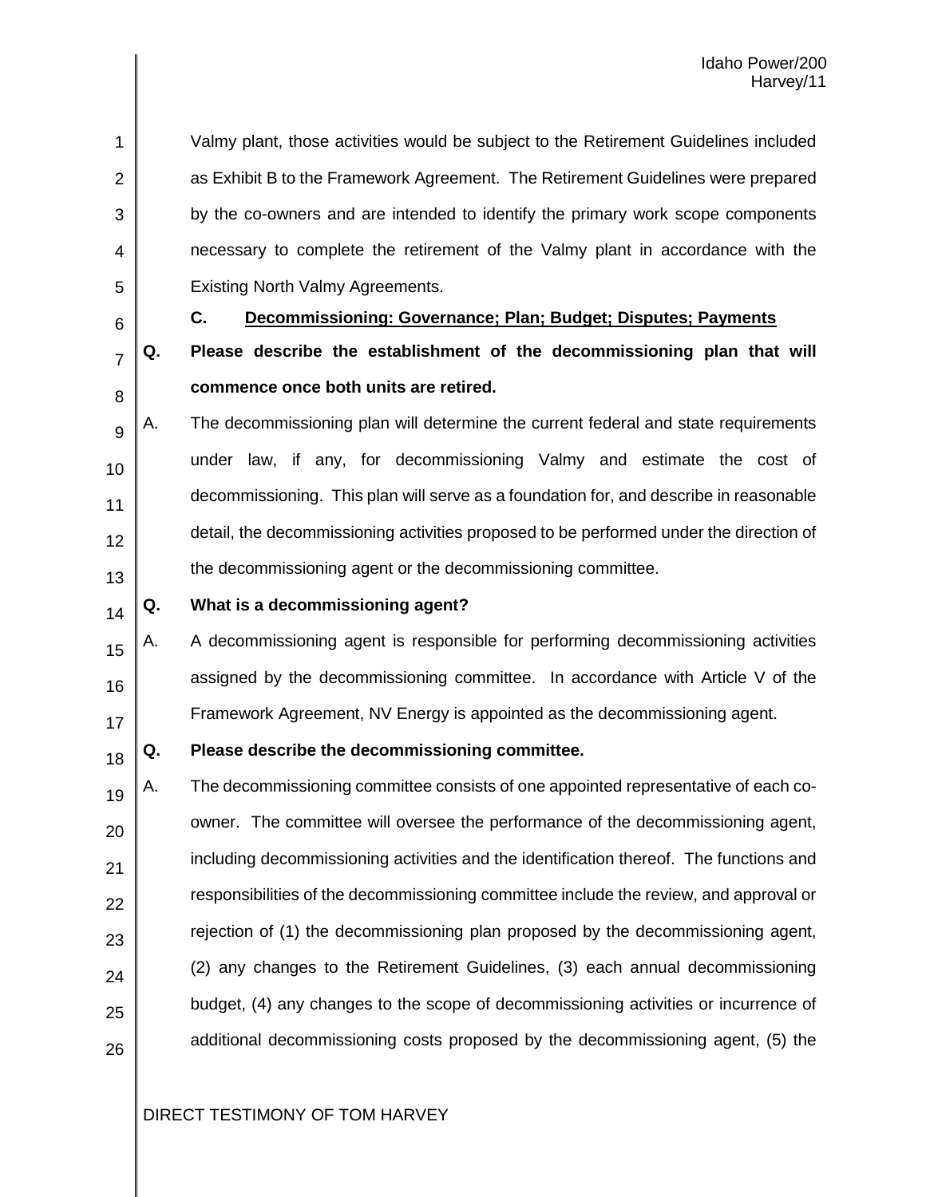Valmy plant, those activities would be subject to the Retirement Guidelines included as Exhibit B to the Framework Agreement. The Retirement Guidelines were prepared by the co-owners and are intended to identify the primary work scope components necessary to complete the retirement of the Valmy plant in accordance with the Existing North Valmy Agreements.

### C. Decommissioning: Governance; Plan; Budget; Disputes; Payments

**Q. Please describe the establishment of the decommissioning plan that will commence once both units are retired.**

A. The decommissioning plan will determine the current federal and state requirements under law, if any, for decommissioning Valmy and estimate the cost of decommissioning. This plan will serve as a foundation for, and describe in reasonable detail, the decommissioning activities proposed to be performed under the direction of the decommissioning agent or the decommissioning committee.

**Q. What is a decommissioning agent?**

A. A decommissioning agent is responsible for performing decommissioning activities assigned by the decommissioning committee. In accordance with Article V of the Framework Agreement, NV Energy is appointed as the decommissioning agent.

**Q. Please describe the decommissioning committee.**

A. The decommissioning committee consists of one appointed representative of each co-owner. The committee will oversee the performance of the decommissioning agent, including decommissioning activities and the identification thereof. The functions and responsibilities of the decommissioning committee include the review, and approval or rejection of (1) the decommissioning plan proposed by the decommissioning agent, (2) any changes to the Retirement Guidelines, (3) each annual decommissioning budget, (4) any changes to the scope of decommissioning activities or incurrence of additional decommissioning costs proposed by the decommissioning agent, (5) the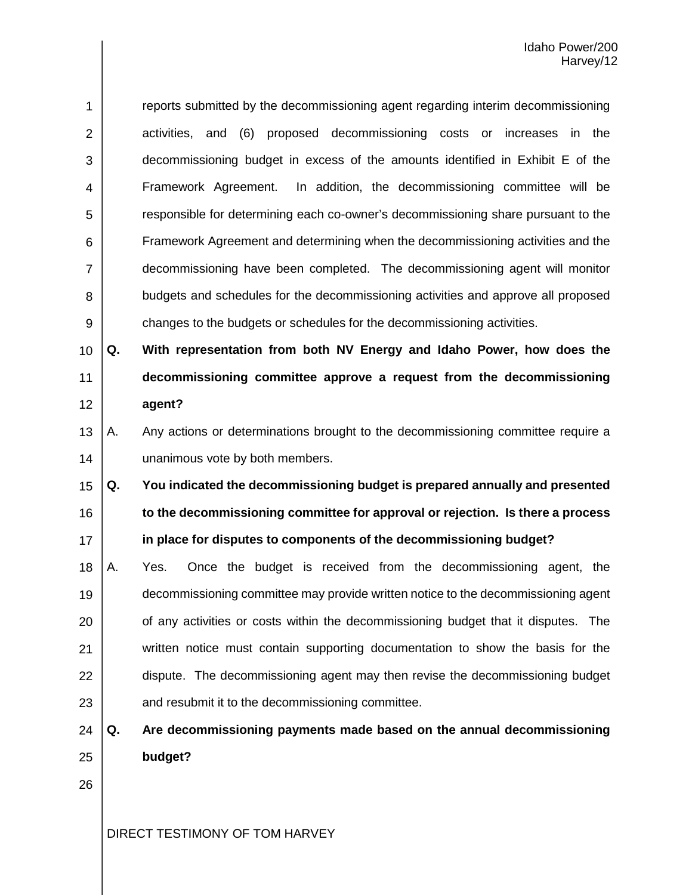reports submitted by the decommissioning agent regarding interim decommissioning activities, and (6) proposed decommissioning costs or increases in the decommissioning budget in excess of the amounts identified in Exhibit E of the Framework Agreement. In addition, the decommissioning committee will be responsible for determining each co-owner's decommissioning share pursuant to the Framework Agreement and determining when the decommissioning activities and the decommissioning have been completed. The decommissioning agent will monitor budgets and schedules for the decommissioning activities and approve all proposed changes to the budgets or schedules for the decommissioning activities.

**Q. With representation from both NV Energy and Idaho Power, how does the decommissioning committee approve a request from the decommissioning agent?**

A. Any actions or determinations brought to the decommissioning committee require a unanimous vote by both members.

**Q. You indicated the decommissioning budget is prepared annually and presented to the decommissioning committee for approval or rejection. Is there a process in place for disputes to components of the decommissioning budget?**

A. Yes. Once the budget is received from the decommissioning agent, the decommissioning committee may provide written notice to the decommissioning agent of any activities or costs within the decommissioning budget that it disputes. The written notice must contain supporting documentation to show the basis for the dispute. The decommissioning agent may then revise the decommissioning budget and resubmit it to the decommissioning committee.

**Q. Are decommissioning payments made based on the annual decommissioning budget?**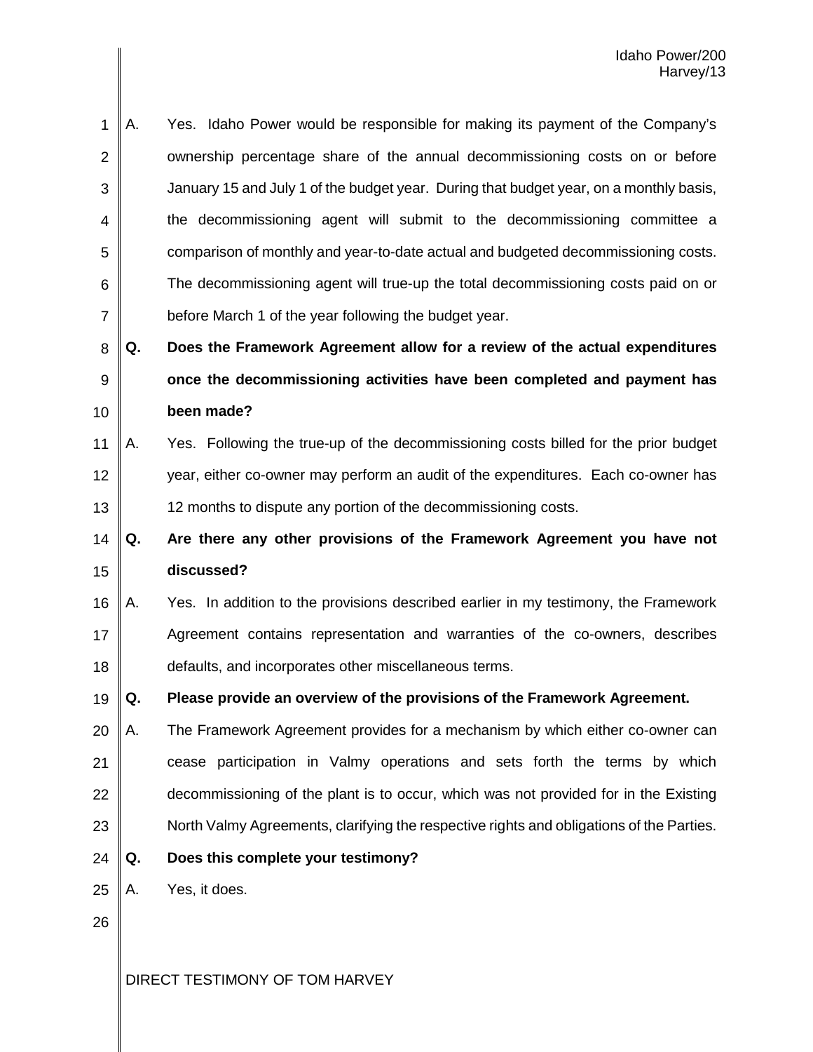A. Yes. Idaho Power would be responsible for making its payment of the Company's ownership percentage share of the annual decommissioning costs on or before January 15 and July 1 of the budget year. During that budget year, on a monthly basis, the decommissioning agent will submit to the decommissioning committee a comparison of monthly and year-to-date actual and budgeted decommissioning costs. The decommissioning agent will true-up the total decommissioning costs paid on or before March 1 of the year following the budget year.

**Q. Does the Framework Agreement allow for a review of the actual expenditures once the decommissioning activities have been completed and payment has been made?**

A. Yes. Following the true-up of the decommissioning costs billed for the prior budget year, either co-owner may perform an audit of the expenditures. Each co-owner has 12 months to dispute any portion of the decommissioning costs.

**Q. Are there any other provisions of the Framework Agreement you have not discussed?**

A. Yes. In addition to the provisions described earlier in my testimony, the Framework Agreement contains representation and warranties of the co-owners, describes defaults, and incorporates other miscellaneous terms.

**Q. Please provide an overview of the provisions of the Framework Agreement.**

A. The Framework Agreement provides for a mechanism by which either co-owner can cease participation in Valmy operations and sets forth the terms by which decommissioning of the plant is to occur, which was not provided for in the Existing North Valmy Agreements, clarifying the respective rights and obligations of the Parties.

**Q. Does this complete your testimony?**

A. Yes, it does.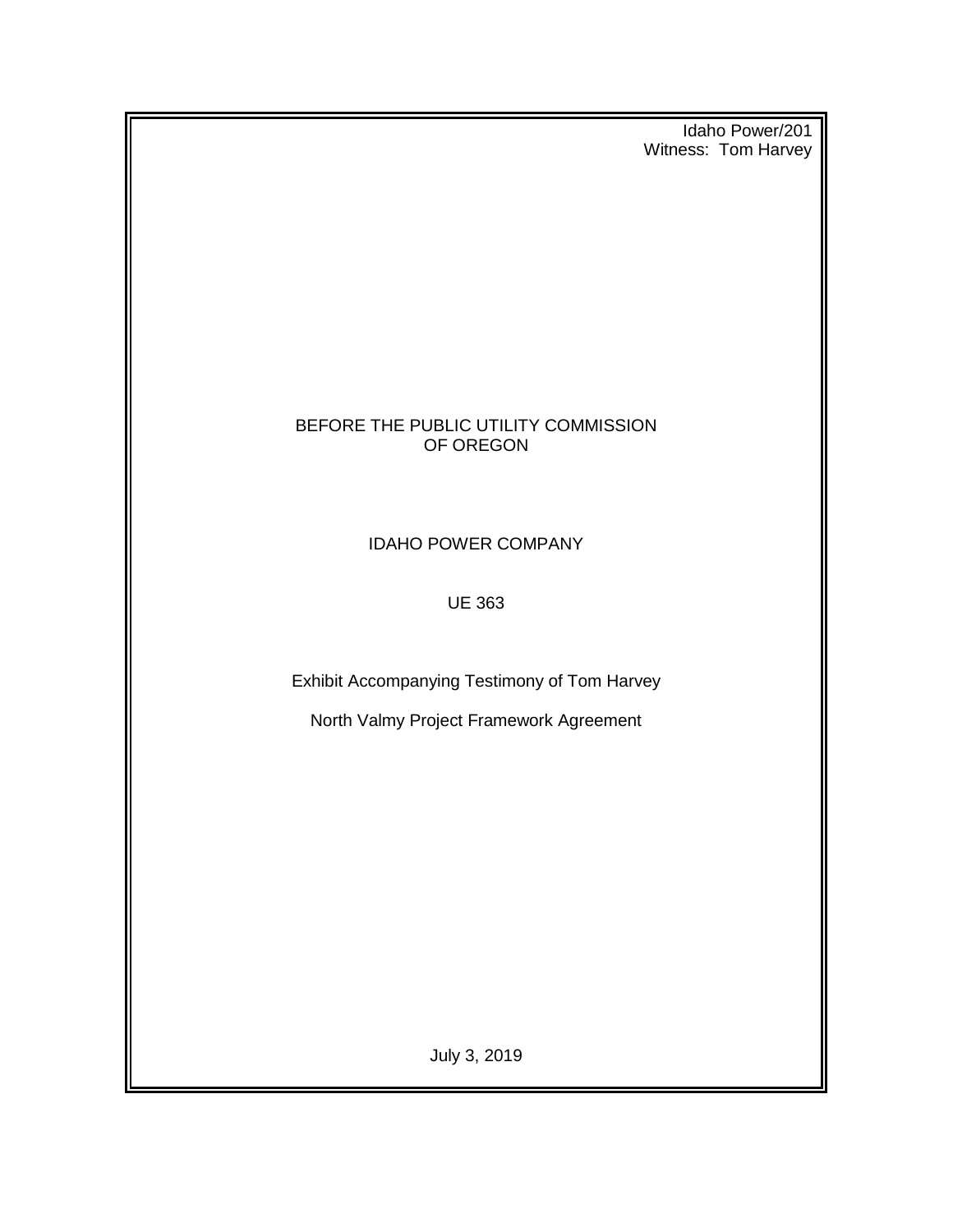Idaho Power/201
Witness: Tom Harvey

BEFORE THE PUBLIC UTILITY COMMISSION
OF OREGON

IDAHO POWER COMPANY

UE 363

Exhibit Accompanying Testimony of Tom Harvey

North Valmy Project Framework Agreement

July 3, 2019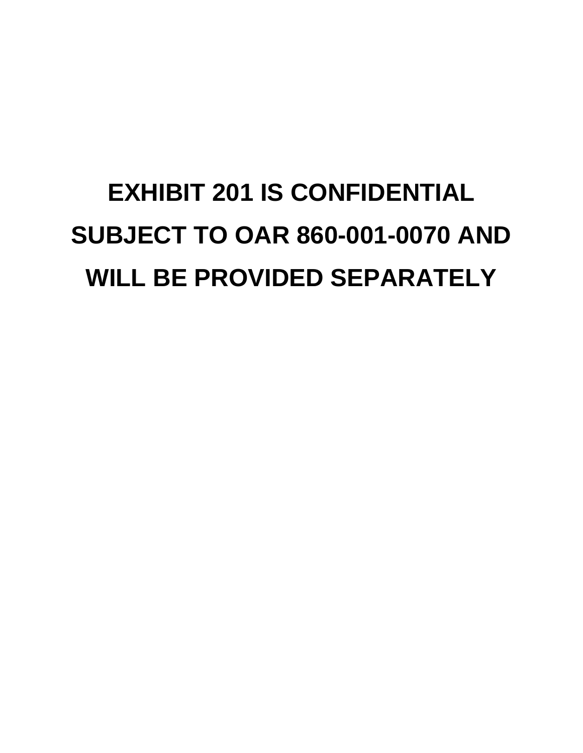**EXHIBIT 201 IS CONFIDENTIAL SUBJECT TO OAR 860-001-0070 AND WILL BE PROVIDED SEPARATELY**